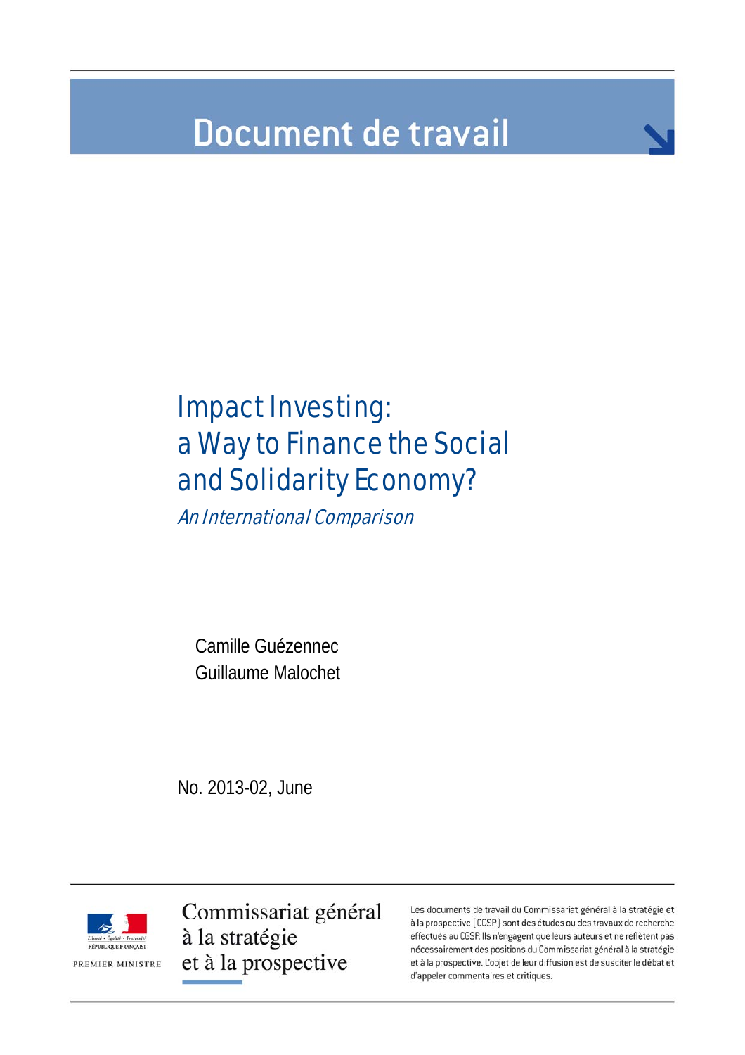Document de travail

# Impact Investing: a Way to Finance the Social and Solidarity Economy?

*An International Comparison*

Camille Guézennec
Guillaume Malochet

No. 2013-02, June

Liberté • Égalité • Fraternité
RÉPUBLIQUE FRANÇAISE
PREMIER MINISTRE

Commissariat général à la stratégie et à la prospective

Les documents de travail du Commissariat général à la stratégie et à la prospective (CGSP) sont des études ou des travaux de recherche effectués au CGSP. Ils n'engagent que leurs auteurs et ne reflètent pas nécessairement des positions du Commissariat général à la stratégie et à la prospective. L'objet de leur diffusion est de susciter le débat et d'appeler commentaires et critiques.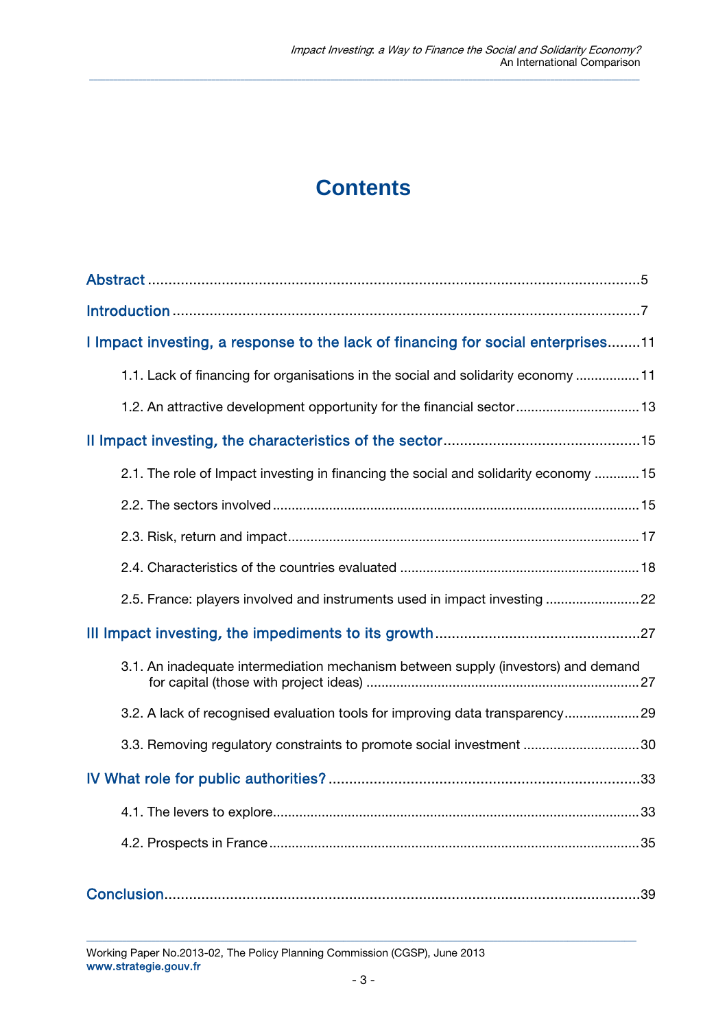# Contents

Abstract ....................................................................................................................5

Introduction ................................................................................................................7

I Impact investing, a response to the lack of financing for social enterprises........11

1.1. Lack of financing for organisations in the social and solidarity economy .................11

1.2. An attractive development opportunity for the financial sector................................13

II Impact investing, the characteristics of the sector ...............................................15

2.1. The role of Impact investing in financing the social and solidarity economy ............15

2.2. The sectors involved ................................................................................................15

2.3. Risk, return and impact ............................................................................................17

2.4. Characteristics of the countries evaluated ...............................................................18

2.5. France: players involved and instruments used in impact investing .........................22

III Impact investing, the impediments to its growth .................................................27

3.1. An inadequate intermediation mechanism between supply (investors) and demand for capital (those with project ideas) ........................................................................27

3.2. A lack of recognised evaluation tools for improving data transparency....................29

3.3. Removing regulatory constraints to promote social investment ..............................30

IV What role for public authorities? ...........................................................................33

4.1. The levers to explore................................................................................................33

4.2. Prospects in France ..................................................................................................35

Conclusion..................................................................................................................39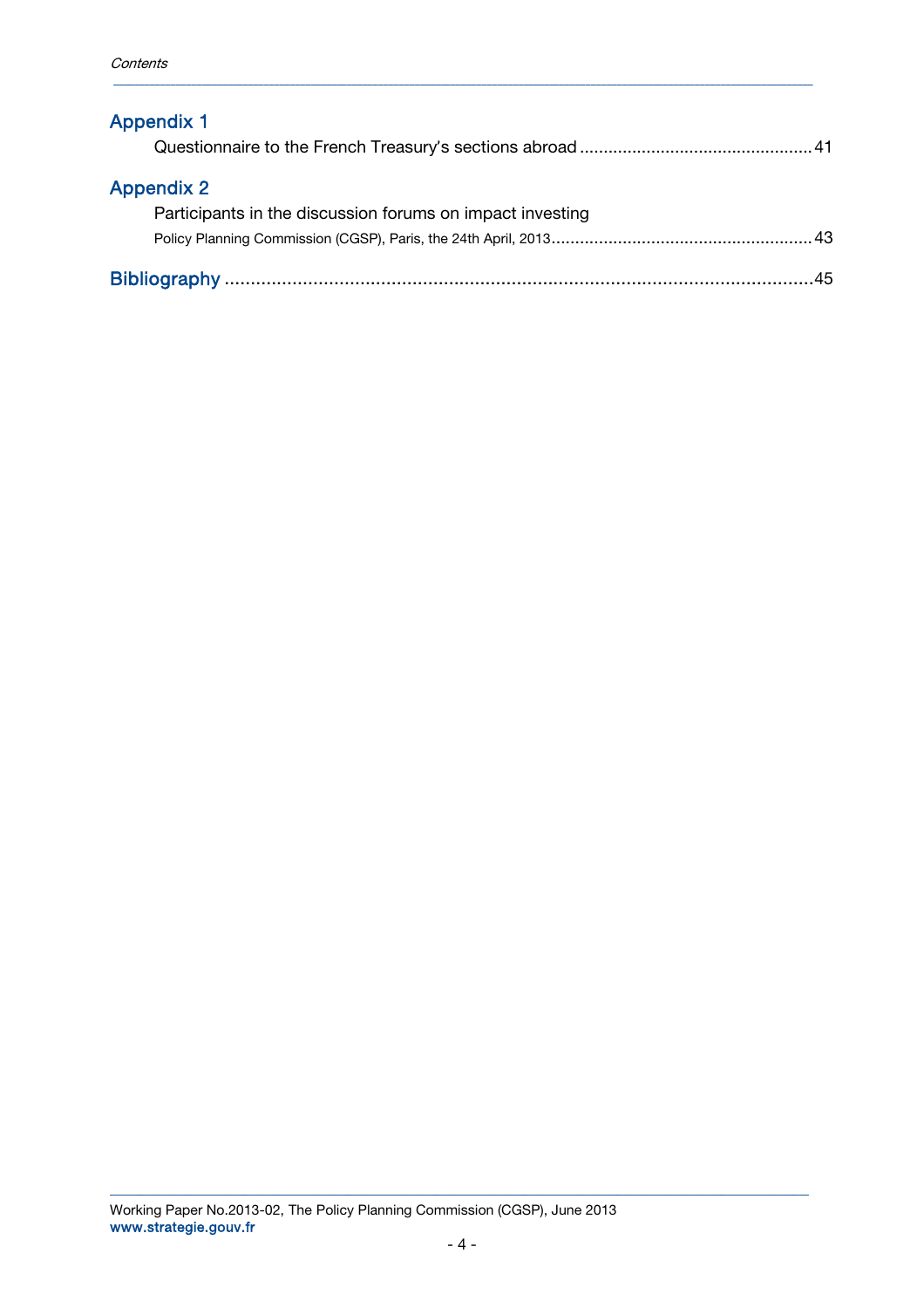**Appendix 1**

Questionnaire to the French Treasury's sections abroad ................................................ 41

**Appendix 2**

Participants in the discussion forums on impact investing

Policy Planning Commission (CGSP), Paris, the 24th April, 2013...................................................... 43

**Bibliography** ............................................................................................................... 45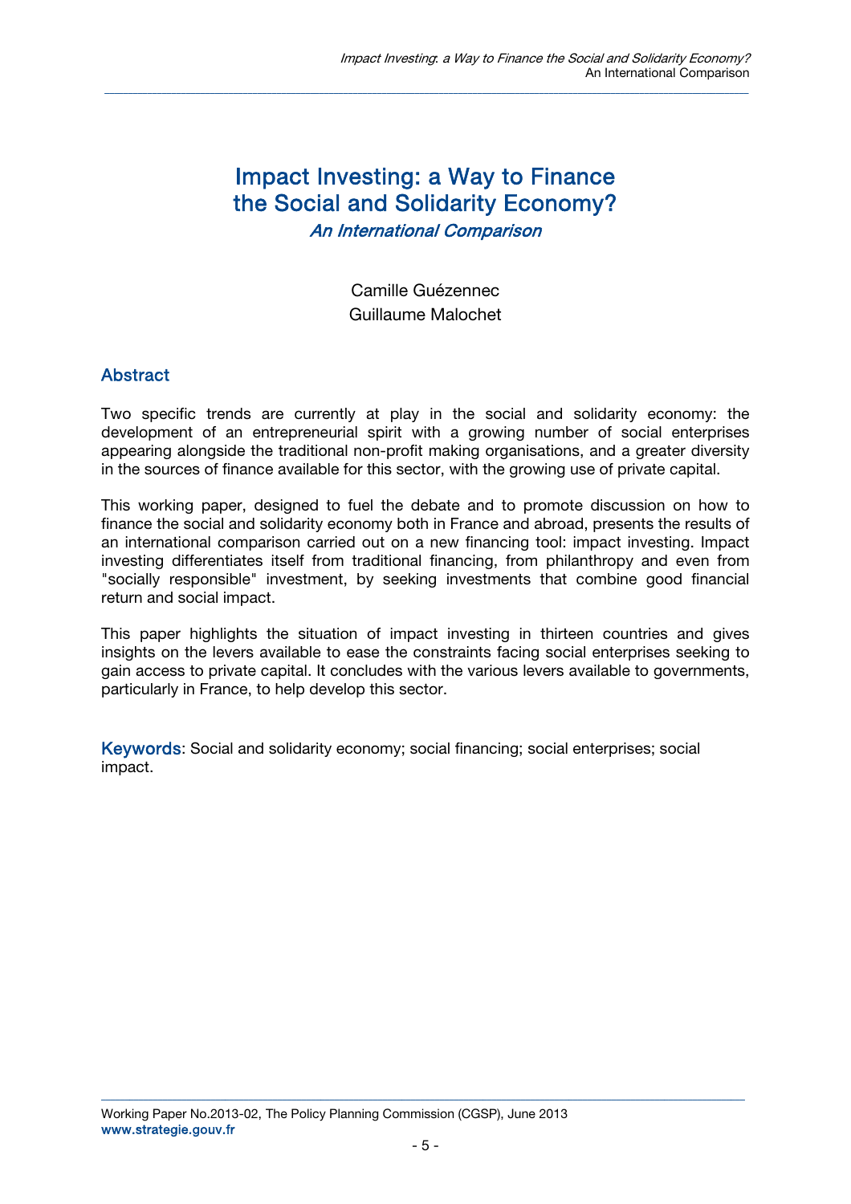# Impact Investing: a Way to Finance the Social and Solidarity Economy?

*An International Comparison*

Camille Guézennec
Guillaume Malochet

## Abstract

Two specific trends are currently at play in the social and solidarity economy: the development of an entrepreneurial spirit with a growing number of social enterprises appearing alongside the traditional non-profit making organisations, and a greater diversity in the sources of finance available for this sector, with the growing use of private capital.

This working paper, designed to fuel the debate and to promote discussion on how to finance the social and solidarity economy both in France and abroad, presents the results of an international comparison carried out on a new financing tool: impact investing. Impact investing differentiates itself from traditional financing, from philanthropy and even from "socially responsible" investment, by seeking investments that combine good financial return and social impact.

This paper highlights the situation of impact investing in thirteen countries and gives insights on the levers available to ease the constraints facing social enterprises seeking to gain access to private capital. It concludes with the various levers available to governments, particularly in France, to help develop this sector.

**Keywords**: Social and solidarity economy; social financing; social enterprises; social impact.

Working Paper No.2013-02, The Policy Planning Commission (CGSP), June 2013
**www.strategie.gouv.fr**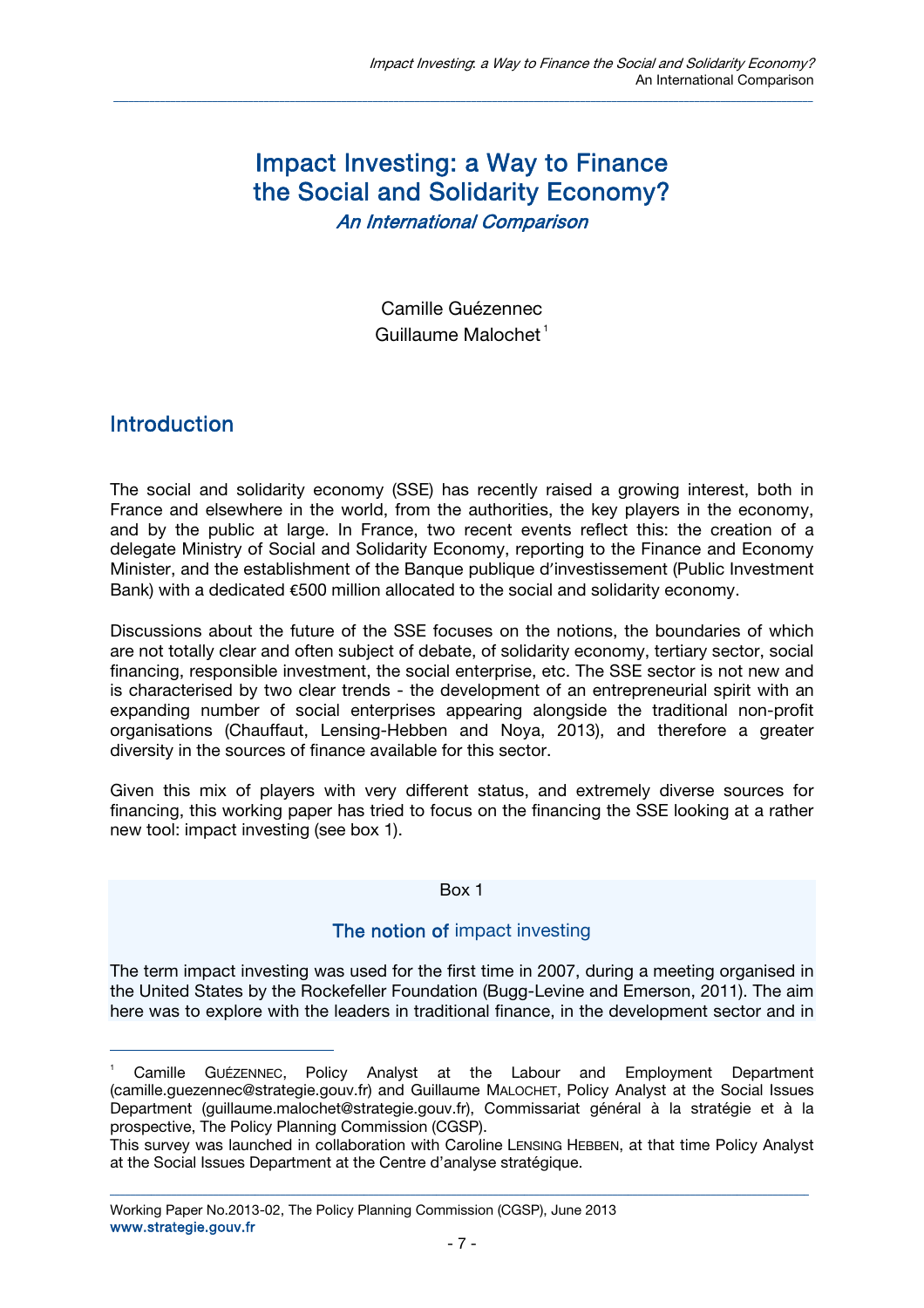# Impact Investing: a Way to Finance the Social and Solidarity Economy?

*An International Comparison*

Camille Guézennec
Guillaume Malochet[1]

## Introduction

The social and solidarity economy (SSE) has recently raised a growing interest, both in France and elsewhere in the world, from the authorities, the key players in the economy, and by the public at large. In France, two recent events reflect this: the creation of a delegate Ministry of Social and Solidarity Economy, reporting to the Finance and Economy Minister, and the establishment of the Banque publique d'investissement (Public Investment Bank) with a dedicated €500 million allocated to the social and solidarity economy.

Discussions about the future of the SSE focuses on the notions, the boundaries of which are not totally clear and often subject of debate, of solidarity economy, tertiary sector, social financing, responsible investment, the social enterprise, etc. The SSE sector is not new and is characterised by two clear trends - the development of an entrepreneurial spirit with an expanding number of social enterprises appearing alongside the traditional non-profit organisations (Chauffaut, Lensing-Hebben and Noya, 2013), and therefore a greater diversity in the sources of finance available for this sector.

Given this mix of players with very different status, and extremely diverse sources for financing, this working paper has tried to focus on the financing the SSE looking at a rather new tool: impact investing (see box 1).

Box 1

### The notion of impact investing

The term impact investing was used for the first time in 2007, during a meeting organised in the United States by the Rockefeller Foundation (Bugg-Levine and Emerson, 2011). The aim here was to explore with the leaders in traditional finance, in the development sector and in

[1] Camille Guézennec, Policy Analyst at the Labour and Employment Department (camille.guezennec@strategie.gouv.fr) and Guillaume Malochet, Policy Analyst at the Social Issues Department (guillaume.malochet@strategie.gouv.fr), Commissariat général à la stratégie et à la prospective, The Policy Planning Commission (CGSP).
This survey was launched in collaboration with Caroline Lensing Hebben, at that time Policy Analyst at the Social Issues Department at the Centre d'analyse stratégique.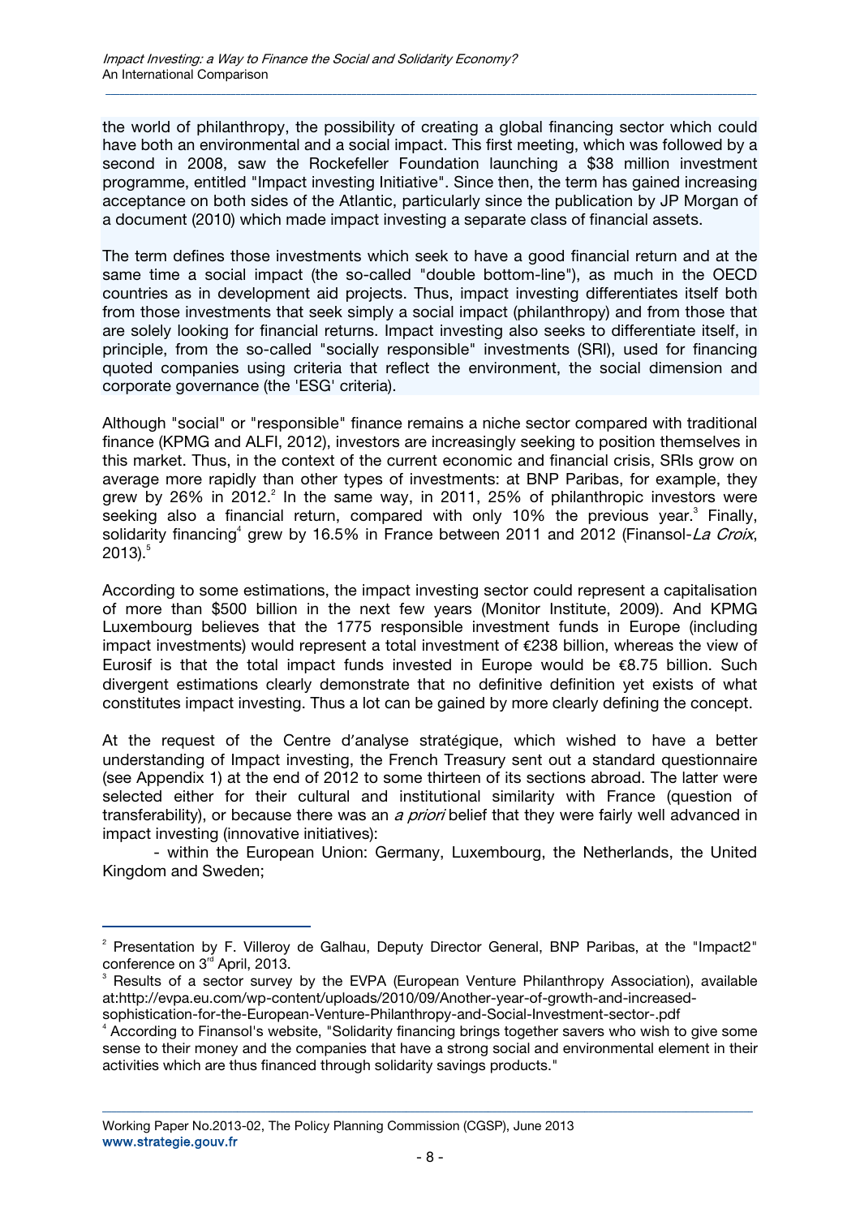the world of philanthropy, the possibility of creating a global financing sector which could have both an environmental and a social impact. This first meeting, which was followed by a second in 2008, saw the Rockefeller Foundation launching a $38 million investment programme, entitled "Impact investing Initiative". Since then, the term has gained increasing acceptance on both sides of the Atlantic, particularly since the publication by JP Morgan of a document (2010) which made impact investing a separate class of financial assets.

The term defines those investments which seek to have a good financial return and at the same time a social impact (the so-called "double bottom-line"), as much in the OECD countries as in development aid projects. Thus, impact investing differentiates itself both from those investments that seek simply a social impact (philanthropy) and from those that are solely looking for financial returns. Impact investing also seeks to differentiate itself, in principle, from the so-called "socially responsible" investments (SRI), used for financing quoted companies using criteria that reflect the environment, the social dimension and corporate governance (the 'ESG' criteria).

Although "social" or "responsible" finance remains a niche sector compared with traditional finance (KPMG and ALFI, 2012), investors are increasingly seeking to position themselves in this market. Thus, in the context of the current economic and financial crisis, SRIs grow on average more rapidly than other types of investments: at BNP Paribas, for example, they grew by 26% in 2012.[2] In the same way, in 2011, 25% of philanthropic investors were seeking also a financial return, compared with only 10% the previous year.[3] Finally, solidarity financing[4] grew by 16.5% in France between 2011 and 2012 (Finansol-*La Croix*, 2013).[5]

According to some estimations, the impact investing sector could represent a capitalisation of more than $500 billion in the next few years (Monitor Institute, 2009). And KPMG Luxembourg believes that the 1775 responsible investment funds in Europe (including impact investments) would represent a total investment of €238 billion, whereas the view of Eurosif is that the total impact funds invested in Europe would be €8.75 billion. Such divergent estimations clearly demonstrate that no definitive definition yet exists of what constitutes impact investing. Thus a lot can be gained by more clearly defining the concept.

At the request of the Centre d'analyse stratégique, which wished to have a better understanding of Impact investing, the French Treasury sent out a standard questionnaire (see Appendix 1) at the end of 2012 to some thirteen of its sections abroad. The latter were selected either for their cultural and institutional similarity with France (question of transferability), or because there was an *a priori* belief that they were fairly well advanced in impact investing (innovative initiatives):

- within the European Union: Germany, Luxembourg, the Netherlands, the United Kingdom and Sweden;

---

[2] Presentation by F. Villeroy de Galhau, Deputy Director General, BNP Paribas, at the "Impact2" conference on 3rd April, 2013.

[3] Results of a sector survey by the EVPA (European Venture Philanthropy Association), available at:http://evpa.eu.com/wp-content/uploads/2010/09/Another-year-of-growth-and-increased-sophistication-for-the-European-Venture-Philanthropy-and-Social-Investment-sector-.pdf

[4] According to Finansol's website, "Solidarity financing brings together savers who wish to give some sense to their money and the companies that have a strong social and environmental element in their activities which are thus financed through solidarity savings products."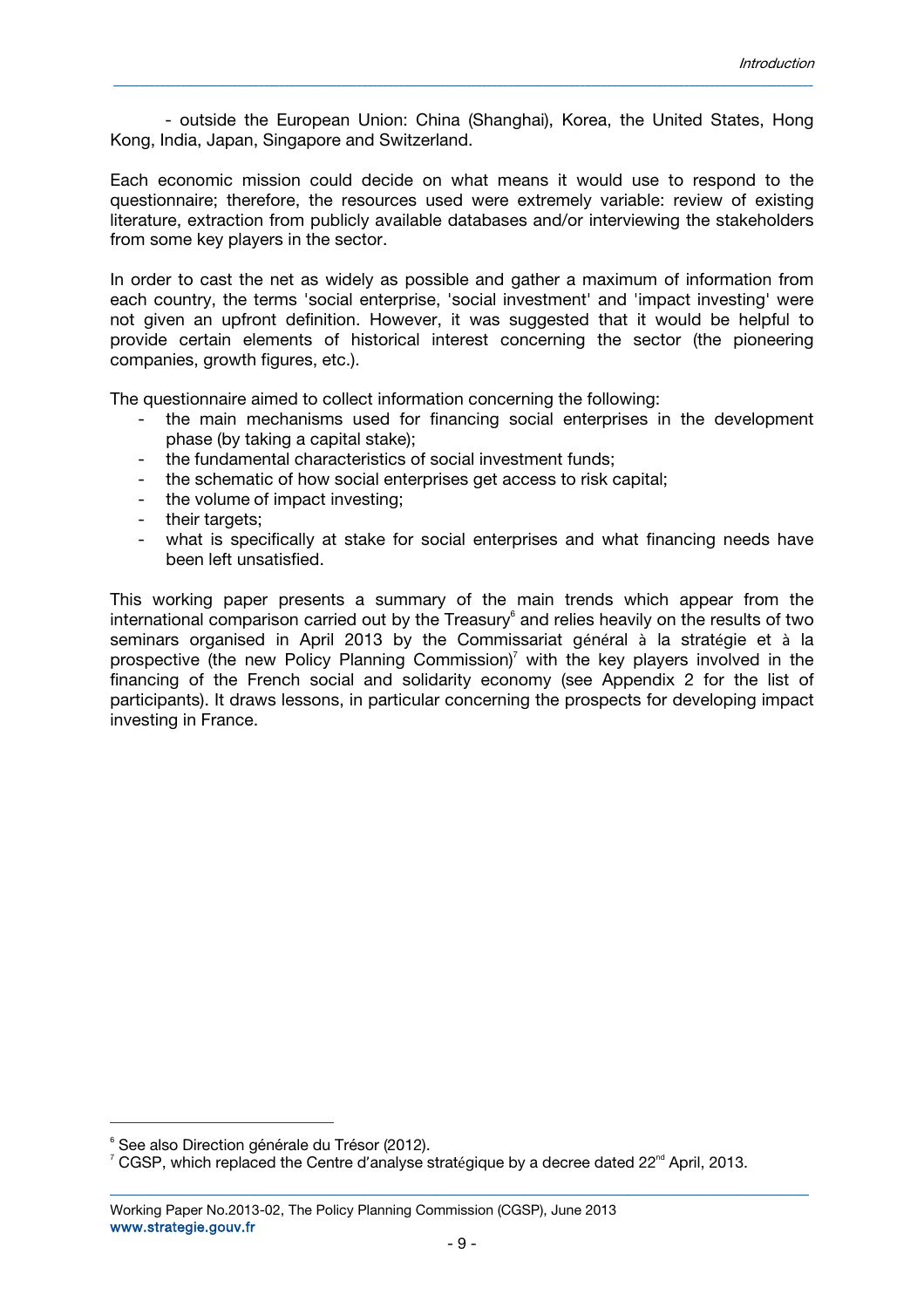- outside the European Union: China (Shanghai), Korea, the United States, Hong Kong, India, Japan, Singapore and Switzerland.

Each economic mission could decide on what means it would use to respond to the questionnaire; therefore, the resources used were extremely variable: review of existing literature, extraction from publicly available databases and/or interviewing the stakeholders from some key players in the sector.

In order to cast the net as widely as possible and gather a maximum of information from each country, the terms 'social enterprise, 'social investment' and 'impact investing' were not given an upfront definition. However, it was suggested that it would be helpful to provide certain elements of historical interest concerning the sector (the pioneering companies, growth figures, etc.).

The questionnaire aimed to collect information concerning the following:

- the main mechanisms used for financing social enterprises in the development phase (by taking a capital stake);
- the fundamental characteristics of social investment funds;
- the schematic of how social enterprises get access to risk capital;
- the volume of impact investing;
- their targets;
- what is specifically at stake for social enterprises and what financing needs have been left unsatisfied.

This working paper presents a summary of the main trends which appear from the international comparison carried out by the Treasury[6] and relies heavily on the results of two seminars organised in April 2013 by the Commissariat général à la stratégie et à la prospective (the new Policy Planning Commission)[7] with the key players involved in the financing of the French social and solidarity economy (see Appendix 2 for the list of participants). It draws lessons, in particular concerning the prospects for developing impact investing in France.

[6] See also Direction générale du Trésor (2012).

[7] CGSP, which replaced the Centre d'analyse stratégique by a decree dated 22nd April, 2013.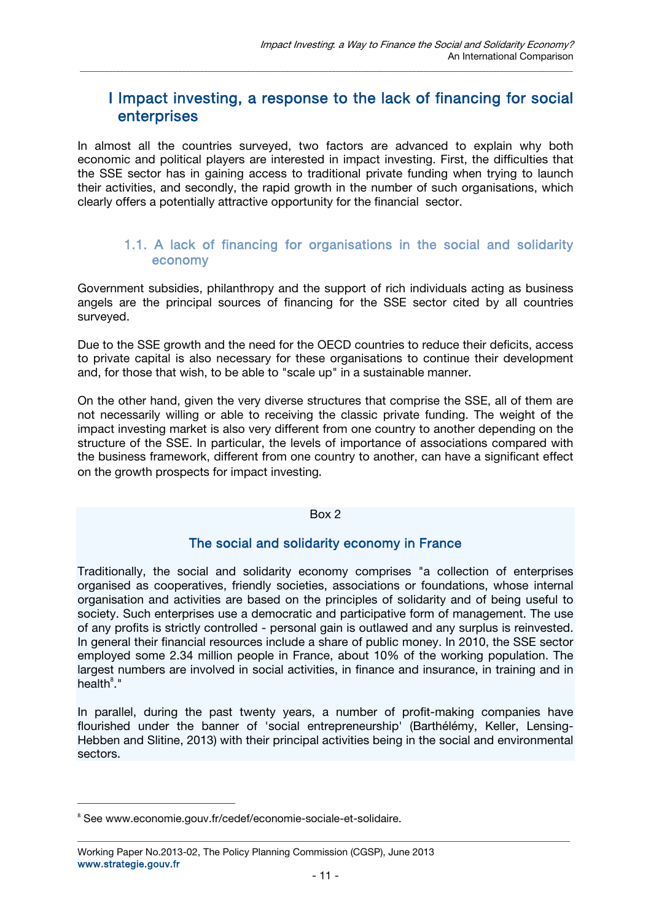# I Impact investing, a response to the lack of financing for social enterprises

In almost all the countries surveyed, two factors are advanced to explain why both economic and political players are interested in impact investing. First, the difficulties that the SSE sector has in gaining access to traditional private funding when trying to launch their activities, and secondly, the rapid growth in the number of such organisations, which clearly offers a potentially attractive opportunity for the financial sector.

## 1.1. A lack of financing for organisations in the social and solidarity economy

Government subsidies, philanthropy and the support of rich individuals acting as business angels are the principal sources of financing for the SSE sector cited by all countries surveyed.

Due to the SSE growth and the need for the OECD countries to reduce their deficits, access to private capital is also necessary for these organisations to continue their development and, for those that wish, to be able to "scale up" in a sustainable manner.

On the other hand, given the very diverse structures that comprise the SSE, all of them are not necessarily willing or able to receiving the classic private funding. The weight of the impact investing market is also very different from one country to another depending on the structure of the SSE. In particular, the levels of importance of associations compared with the business framework, different from one country to another, can have a significant effect on the growth prospects for impact investing.

Box 2

### The social and solidarity economy in France

Traditionally, the social and solidarity economy comprises "a collection of enterprises organised as cooperatives, friendly societies, associations or foundations, whose internal organisation and activities are based on the principles of solidarity and of being useful to society. Such enterprises use a democratic and participative form of management. The use of any profits is strictly controlled - personal gain is outlawed and any surplus is reinvested. In general their financial resources include a share of public money. In 2010, the SSE sector employed some 2.34 million people in France, about 10% of the working population. The largest numbers are involved in social activities, in finance and insurance, in training and in health[8]."

In parallel, during the past twenty years, a number of profit-making companies have flourished under the banner of 'social entrepreneurship' (Barthélémy, Keller, Lensing-Hebben and Slitine, 2013) with their principal activities being in the social and environmental sectors.

[8] See www.economie.gouv.fr/cedef/economie-sociale-et-solidaire.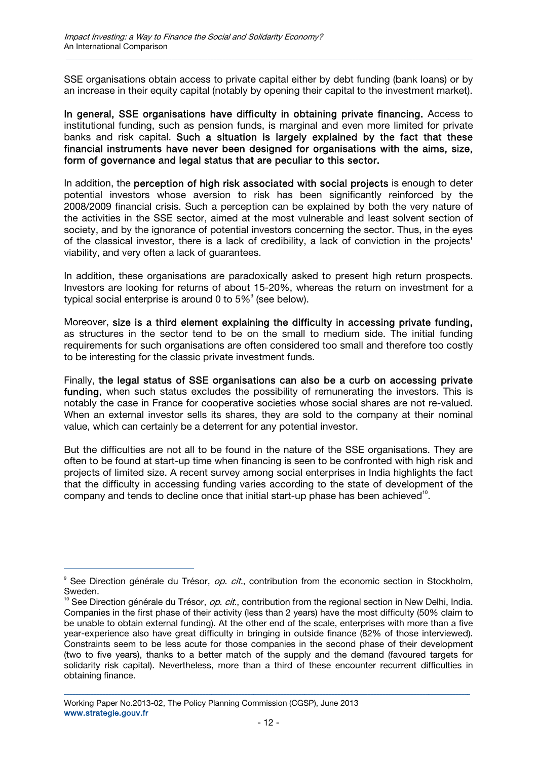SSE organisations obtain access to private capital either by debt funding (bank loans) or by an increase in their equity capital (notably by opening their capital to the investment market).

**In general, SSE organisations have difficulty in obtaining private financing.** Access to institutional funding, such as pension funds, is marginal and even more limited for private banks and risk capital. **Such a situation is largely explained by the fact that these financial instruments have never been designed for organisations with the aims, size, form of governance and legal status that are peculiar to this sector.**

In addition, the **perception of high risk associated with social projects** is enough to deter potential investors whose aversion to risk has been significantly reinforced by the 2008/2009 financial crisis. Such a perception can be explained by both the very nature of the activities in the SSE sector, aimed at the most vulnerable and least solvent section of society, and by the ignorance of potential investors concerning the sector. Thus, in the eyes of the classical investor, there is a lack of credibility, a lack of conviction in the projects' viability, and very often a lack of guarantees.

In addition, these organisations are paradoxically asked to present high return prospects. Investors are looking for returns of about 15-20%, whereas the return on investment for a typical social enterprise is around 0 to 5%[9] (see below).

Moreover, **size is a third element explaining the difficulty in accessing private funding,** as structures in the sector tend to be on the small to medium side. The initial funding requirements for such organisations are often considered too small and therefore too costly to be interesting for the classic private investment funds.

Finally, **the legal status of SSE organisations can also be a curb on accessing private funding**, when such status excludes the possibility of remunerating the investors. This is notably the case in France for cooperative societies whose social shares are not re-valued. When an external investor sells its shares, they are sold to the company at their nominal value, which can certainly be a deterrent for any potential investor.

But the difficulties are not all to be found in the nature of the SSE organisations. They are often to be found at start-up time when financing is seen to be confronted with high risk and projects of limited size. A recent survey among social enterprises in India highlights the fact that the difficulty in accessing funding varies according to the state of development of the company and tends to decline once that initial start-up phase has been achieved[10].

---

[9] See Direction générale du Trésor, *op. cit.*, contribution from the economic section in Stockholm, Sweden.

[10] See Direction générale du Trésor, *op. cit.*, contribution from the regional section in New Delhi, India. Companies in the first phase of their activity (less than 2 years) have the most difficulty (50% claim to be unable to obtain external funding). At the other end of the scale, enterprises with more than a five year-experience also have great difficulty in bringing in outside finance (82% of those interviewed). Constraints seem to be less acute for those companies in the second phase of their development (two to five years), thanks to a better match of the supply and the demand (favoured targets for solidarity risk capital). Nevertheless, more than a third of these encounter recurrent difficulties in obtaining finance.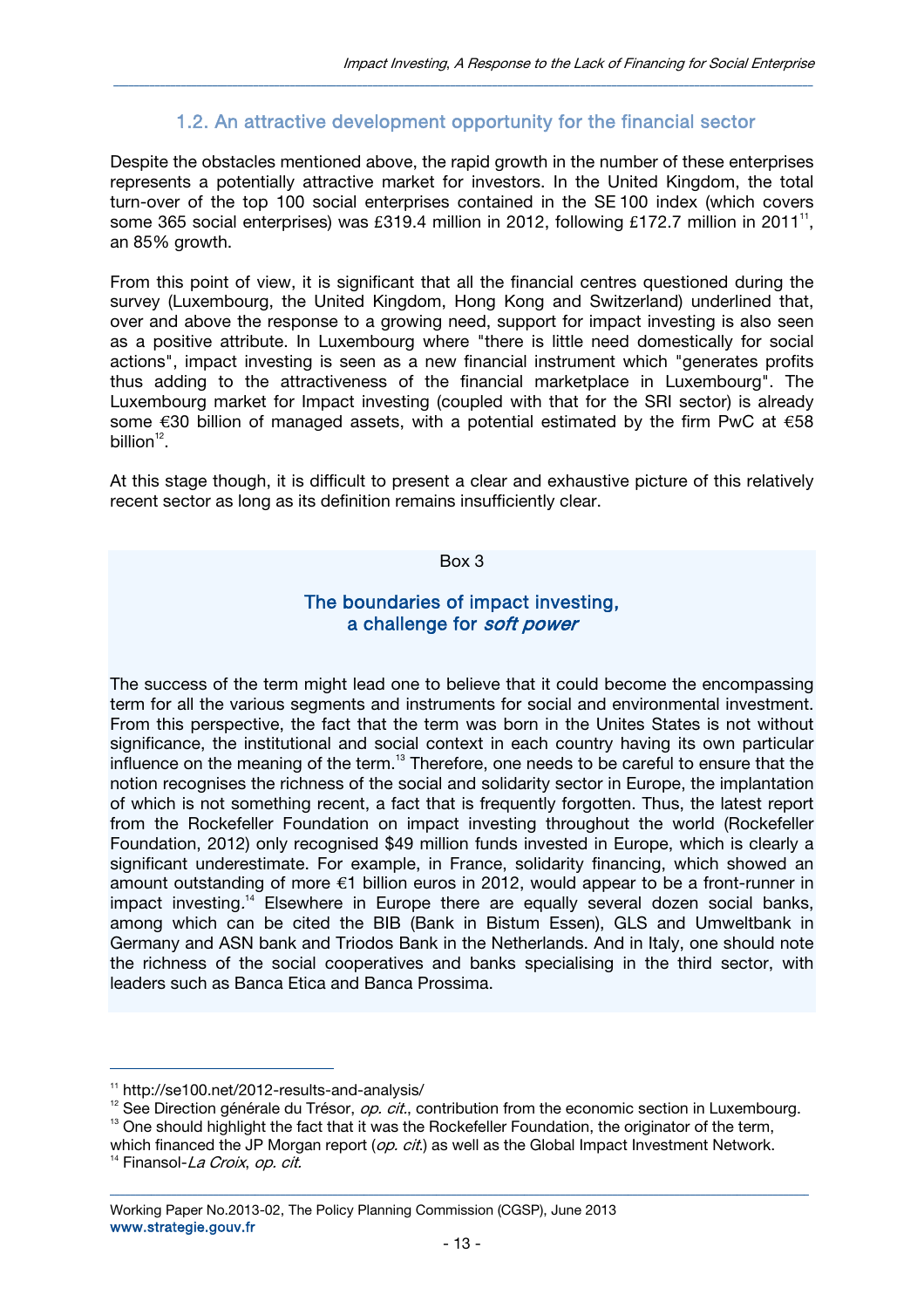## 1.2. An attractive development opportunity for the financial sector

Despite the obstacles mentioned above, the rapid growth in the number of these enterprises represents a potentially attractive market for investors. In the United Kingdom, the total turn-over of the top 100 social enterprises contained in the SE 100 index (which covers some 365 social enterprises) was £319.4 million in 2012, following £172.7 million in 2011[11], an 85% growth.

From this point of view, it is significant that all the financial centres questioned during the survey (Luxembourg, the United Kingdom, Hong Kong and Switzerland) underlined that, over and above the response to a growing need, support for impact investing is also seen as a positive attribute. In Luxembourg where "there is little need domestically for social actions", impact investing is seen as a new financial instrument which "generates profits thus adding to the attractiveness of the financial marketplace in Luxembourg". The Luxembourg market for Impact investing (coupled with that for the SRI sector) is already some €30 billion of managed assets, with a potential estimated by the firm PwC at €58 billion[12].

At this stage though, it is difficult to present a clear and exhaustive picture of this relatively recent sector as long as its definition remains insufficiently clear.

Box 3

### The boundaries of impact investing, a challenge for *soft power*

The success of the term might lead one to believe that it could become the encompassing term for all the various segments and instruments for social and environmental investment. From this perspective, the fact that the term was born in the Unites States is not without significance, the institutional and social context in each country having its own particular influence on the meaning of the term.[13] Therefore, one needs to be careful to ensure that the notion recognises the richness of the social and solidarity sector in Europe, the implantation of which is not something recent, a fact that is frequently forgotten. Thus, the latest report from the Rockefeller Foundation on impact investing throughout the world (Rockefeller Foundation, 2012) only recognised $49 million funds invested in Europe, which is clearly a significant underestimate. For example, in France, solidarity financing, which showed an amount outstanding of more €1 billion euros in 2012, would appear to be a front-runner in impact investing.[14] Elsewhere in Europe there are equally several dozen social banks, among which can be cited the BIB (Bank in Bistum Essen), GLS and Umweltbank in Germany and ASN bank and Triodos Bank in the Netherlands. And in Italy, one should note the richness of the social cooperatives and banks specialising in the third sector, with leaders such as Banca Etica and Banca Prossima.

---

[11] http://se100.net/2012-results-and-analysis/

[12] See Direction générale du Trésor, *op. cit.*, contribution from the economic section in Luxembourg.

[13] One should highlight the fact that it was the Rockefeller Foundation, the originator of the term, which financed the JP Morgan report (*op. cit.*) as well as the Global Impact Investment Network.

[14] Finansol-*La Croix*, *op. cit.*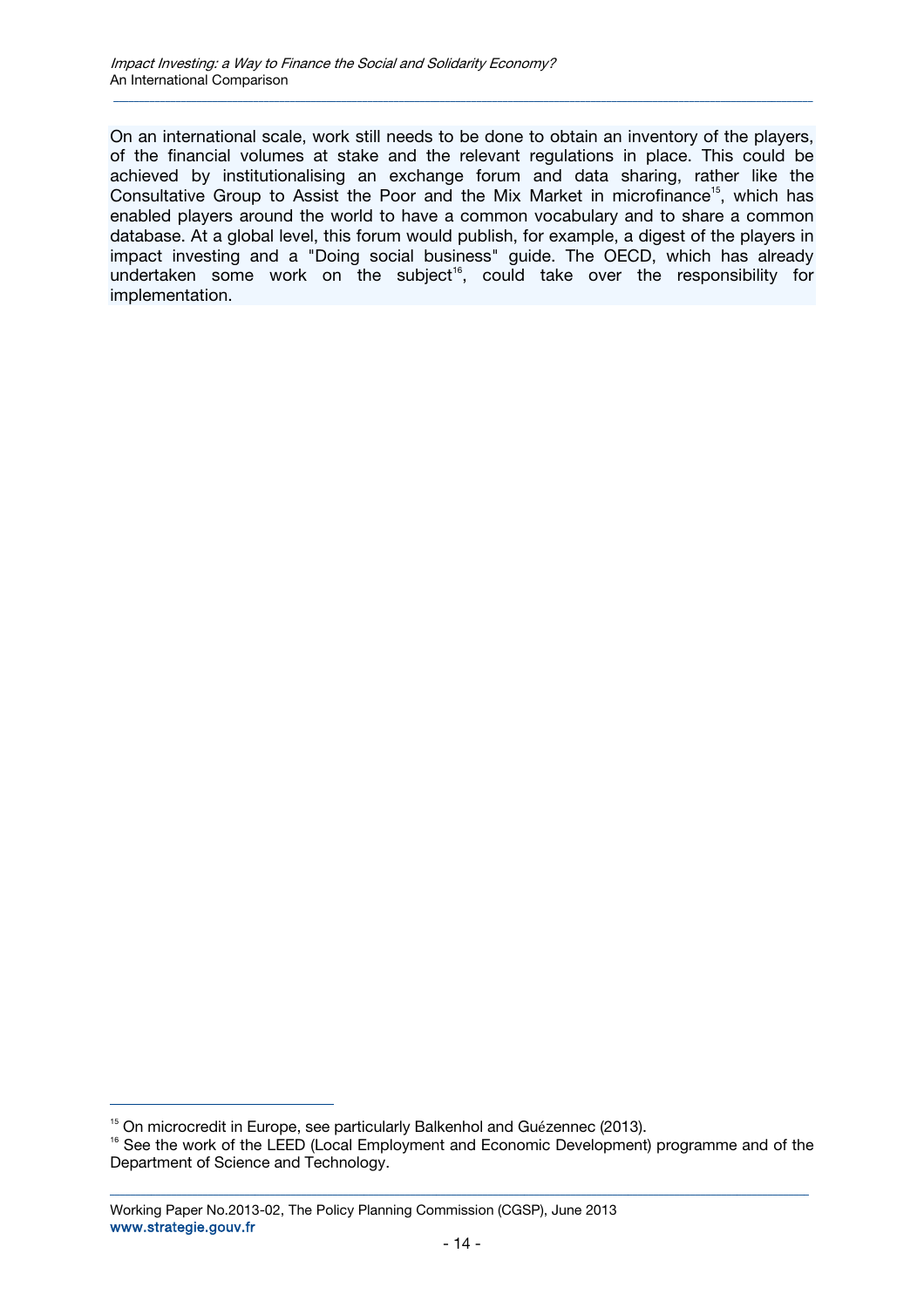On an international scale, work still needs to be done to obtain an inventory of the players, of the financial volumes at stake and the relevant regulations in place. This could be achieved by institutionalising an exchange forum and data sharing, rather like the Consultative Group to Assist the Poor and the Mix Market in microfinance[15], which has enabled players around the world to have a common vocabulary and to share a common database. At a global level, this forum would publish, for example, a digest of the players in impact investing and a "Doing social business" guide. The OECD, which has already undertaken some work on the subject[16], could take over the responsibility for implementation.

---

[15] On microcredit in Europe, see particularly Balkenhol and Guézennec (2013).

[16] See the work of the LEED (Local Employment and Economic Development) programme and of the Department of Science and Technology.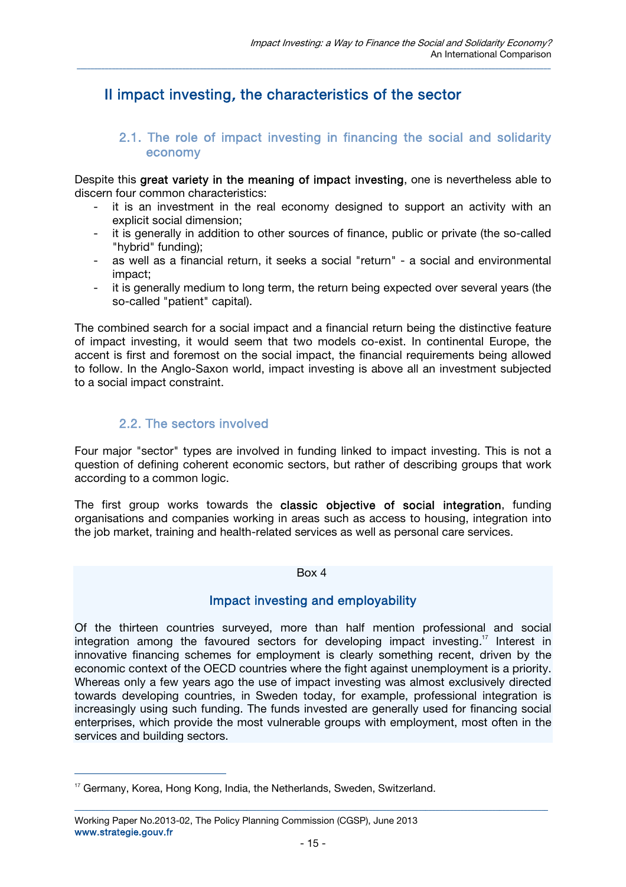# II impact investing, the characteristics of the sector

## 2.1. The role of impact investing in financing the social and solidarity economy

Despite this **great variety in the meaning of impact investing**, one is nevertheless able to discern four common characteristics:

- it is an investment in the real economy designed to support an activity with an explicit social dimension;
- it is generally in addition to other sources of finance, public or private (the so-called "hybrid" funding);
- as well as a financial return, it seeks a social "return" - a social and environmental impact;
- it is generally medium to long term, the return being expected over several years (the so-called "patient" capital).

The combined search for a social impact and a financial return being the distinctive feature of impact investing, it would seem that two models co-exist. In continental Europe, the accent is first and foremost on the social impact, the financial requirements being allowed to follow. In the Anglo-Saxon world, impact investing is above all an investment subjected to a social impact constraint.

## 2.2. The sectors involved

Four major "sector" types are involved in funding linked to impact investing. This is not a question of defining coherent economic sectors, but rather of describing groups that work according to a common logic.

The first group works towards the **classic objective of social integration**, funding organisations and companies working in areas such as access to housing, integration into the job market, training and health-related services as well as personal care services.

Box 4

### Impact investing and employability

Of the thirteen countries surveyed, more than half mention professional and social integration among the favoured sectors for developing impact investing.[17] Interest in innovative financing schemes for employment is clearly something recent, driven by the economic context of the OECD countries where the fight against unemployment is a priority. Whereas only a few years ago the use of impact investing was almost exclusively directed towards developing countries, in Sweden today, for example, professional integration is increasingly using such funding. The funds invested are generally used for financing social enterprises, which provide the most vulnerable groups with employment, most often in the services and building sectors.

[17] Germany, Korea, Hong Kong, India, the Netherlands, Sweden, Switzerland.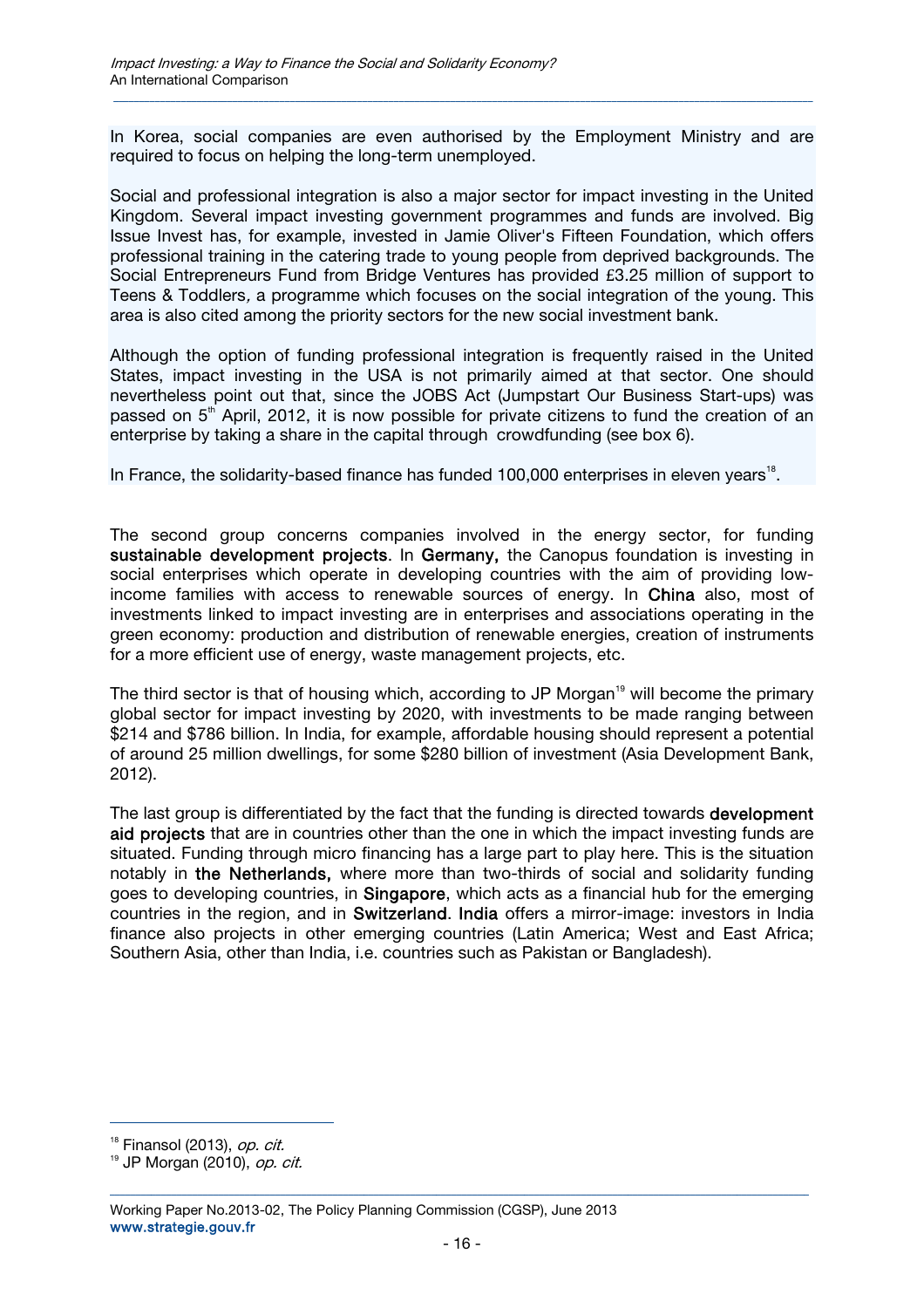In Korea, social companies are even authorised by the Employment Ministry and are required to focus on helping the long-term unemployed.

Social and professional integration is also a major sector for impact investing in the United Kingdom. Several impact investing government programmes and funds are involved. Big Issue Invest has, for example, invested in Jamie Oliver's Fifteen Foundation, which offers professional training in the catering trade to young people from deprived backgrounds. The Social Entrepreneurs Fund from Bridge Ventures has provided £3.25 million of support to Teens & Toddlers, a programme which focuses on the social integration of the young. This area is also cited among the priority sectors for the new social investment bank.

Although the option of funding professional integration is frequently raised in the United States, impact investing in the USA is not primarily aimed at that sector. One should nevertheless point out that, since the JOBS Act (Jumpstart Our Business Start-ups) was passed on 5th April, 2012, it is now possible for private citizens to fund the creation of an enterprise by taking a share in the capital through crowdfunding (see box 6).

In France, the solidarity-based finance has funded 100,000 enterprises in eleven years[18].

The second group concerns companies involved in the energy sector, for funding **sustainable development projects**. In **Germany,** the Canopus foundation is investing in social enterprises which operate in developing countries with the aim of providing low-income families with access to renewable sources of energy. In **China** also, most of investments linked to impact investing are in enterprises and associations operating in the green economy: production and distribution of renewable energies, creation of instruments for a more efficient use of energy, waste management projects, etc.

The third sector is that of housing which, according to JP Morgan[19] will become the primary global sector for impact investing by 2020, with investments to be made ranging between $214 and $786 billion. In India, for example, affordable housing should represent a potential of around 25 million dwellings, for some $280 billion of investment (Asia Development Bank, 2012).

The last group is differentiated by the fact that the funding is directed towards **development aid projects** that are in countries other than the one in which the impact investing funds are situated. Funding through micro financing has a large part to play here. This is the situation notably in **the Netherlands,** where more than two-thirds of social and solidarity funding goes to developing countries, in **Singapore**, which acts as a financial hub for the emerging countries in the region, and in **Switzerland**. **India** offers a mirror-image: investors in India finance also projects in other emerging countries (Latin America; West and East Africa; Southern Asia, other than India, i.e. countries such as Pakistan or Bangladesh).

---

[18] Finansol (2013), *op. cit.*

[19] JP Morgan (2010), *op. cit.*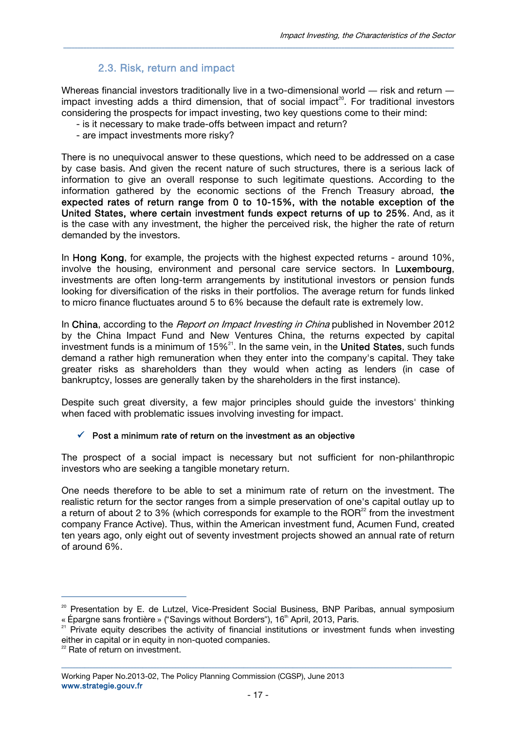## 2.3. Risk, return and impact

Whereas financial investors traditionally live in a two-dimensional world — risk and return — impact investing adds a third dimension, that of social impact[20]. For traditional investors considering the prospects for impact investing, two key questions come to their mind:

- is it necessary to make trade-offs between impact and return?
- are impact investments more risky?

There is no unequivocal answer to these questions, which need to be addressed on a case by case basis. And given the recent nature of such structures, there is a serious lack of information to give an overall response to such legitimate questions. According to the information gathered by the economic sections of the French Treasury abroad, **the expected rates of return range from 0 to 10-15%, with the notable exception of the United States, where certain investment funds expect returns of up to 25%**. And, as it is the case with any investment, the higher the perceived risk, the higher the rate of return demanded by the investors.

In **Hong Kong**, for example, the projects with the highest expected returns - around 10%, involve the housing, environment and personal care service sectors. In **Luxembourg**, investments are often long-term arrangements by institutional investors or pension funds looking for diversification of the risks in their portfolios. The average return for funds linked to micro finance fluctuates around 5 to 6% because the default rate is extremely low.

In **China**, according to the *Report on Impact Investing in China* published in November 2012 by the China Impact Fund and New Ventures China, the returns expected by capital investment funds is a minimum of 15%[21]. In the same vein, in the **United States**, such funds demand a rather high remuneration when they enter into the company's capital. They take greater risks as shareholders than they would when acting as lenders (in case of bankruptcy, losses are generally taken by the shareholders in the first instance).

Despite such great diversity, a few major principles should guide the investors' thinking when faced with problematic issues involving investing for impact.

- ✓ **Post a minimum rate of return on the investment as an objective**

The prospect of a social impact is necessary but not sufficient for non-philanthropic investors who are seeking a tangible monetary return.

One needs therefore to be able to set a minimum rate of return on the investment. The realistic return for the sector ranges from a simple preservation of one's capital outlay up to a return of about 2 to 3% (which corresponds for example to the ROR[22] from the investment company France Active). Thus, within the American investment fund, Acumen Fund, created ten years ago, only eight out of seventy investment projects showed an annual rate of return of around 6%.

---

[20] Presentation by E. de Lutzel, Vice-President Social Business, BNP Paribas, annual symposium « Épargne sans frontière » ("Savings without Borders"), 16th April, 2013, Paris.

[21] Private equity describes the activity of financial institutions or investment funds when investing either in capital or in equity in non-quoted companies.

[22] Rate of return on investment.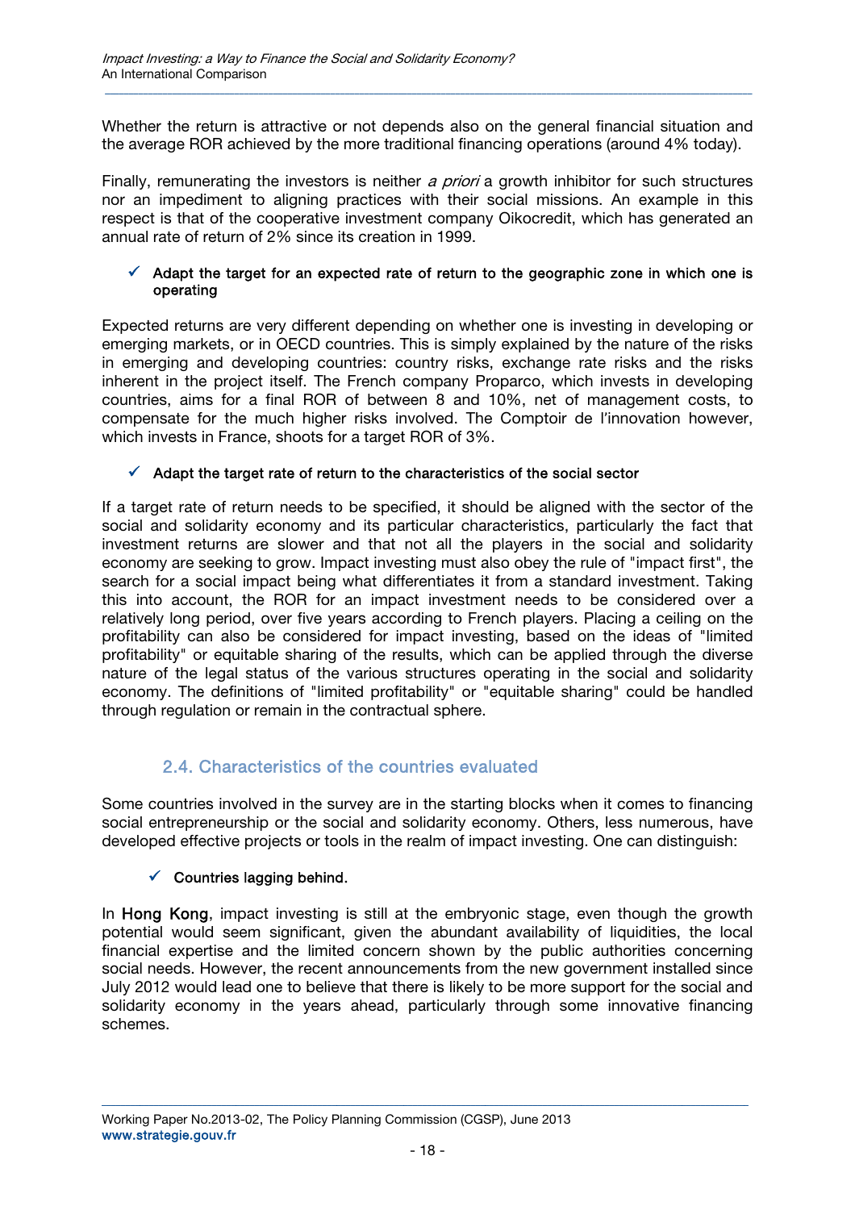Whether the return is attractive or not depends also on the general financial situation and the average ROR achieved by the more traditional financing operations (around 4% today).

Finally, remunerating the investors is neither *a priori* a growth inhibitor for such structures nor an impediment to aligning practices with their social missions. An example in this respect is that of the cooperative investment company Oikocredit, which has generated an annual rate of return of 2% since its creation in 1999.

- ✓ **Adapt the target for an expected rate of return to the geographic zone in which one is operating**

Expected returns are very different depending on whether one is investing in developing or emerging markets, or in OECD countries. This is simply explained by the nature of the risks in emerging and developing countries: country risks, exchange rate risks and the risks inherent in the project itself. The French company Proparco, which invests in developing countries, aims for a final ROR of between 8 and 10%, net of management costs, to compensate for the much higher risks involved. The Comptoir de l'innovation however, which invests in France, shoots for a target ROR of 3%.

- ✓ **Adapt the target rate of return to the characteristics of the social sector**

If a target rate of return needs to be specified, it should be aligned with the sector of the social and solidarity economy and its particular characteristics, particularly the fact that investment returns are slower and that not all the players in the social and solidarity economy are seeking to grow. Impact investing must also obey the rule of "impact first", the search for a social impact being what differentiates it from a standard investment. Taking this into account, the ROR for an impact investment needs to be considered over a relatively long period, over five years according to French players. Placing a ceiling on the profitability can also be considered for impact investing, based on the ideas of "limited profitability" or equitable sharing of the results, which can be applied through the diverse nature of the legal status of the various structures operating in the social and solidarity economy. The definitions of "limited profitability" or "equitable sharing" could be handled through regulation or remain in the contractual sphere.

## 2.4. Characteristics of the countries evaluated

Some countries involved in the survey are in the starting blocks when it comes to financing social entrepreneurship or the social and solidarity economy. Others, less numerous, have developed effective projects or tools in the realm of impact investing. One can distinguish:

- ✓ **Countries lagging behind.**

In **Hong Kong**, impact investing is still at the embryonic stage, even though the growth potential would seem significant, given the abundant availability of liquidities, the local financial expertise and the limited concern shown by the public authorities concerning social needs. However, the recent announcements from the new government installed since July 2012 would lead one to believe that there is likely to be more support for the social and solidarity economy in the years ahead, particularly through some innovative financing schemes.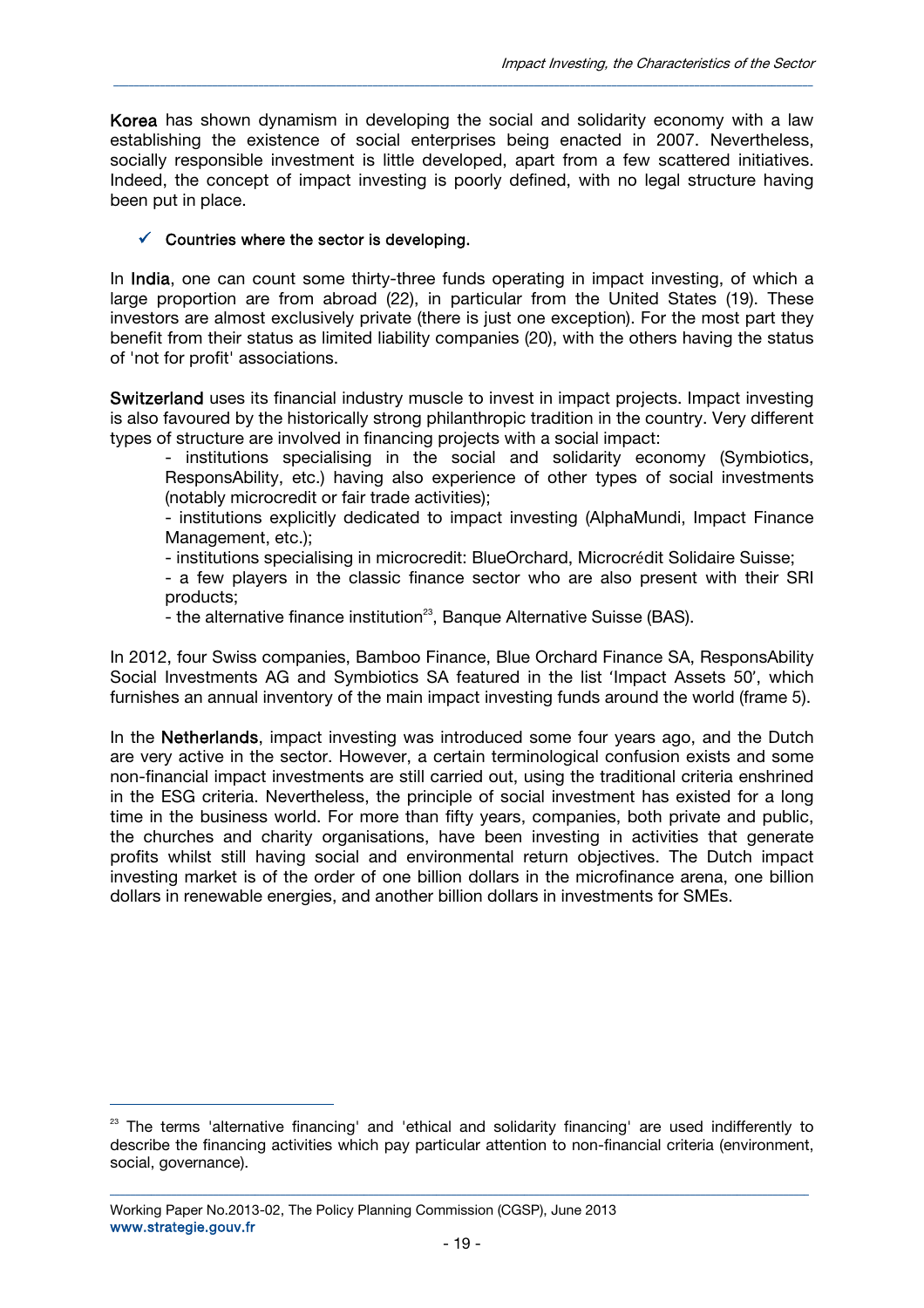**Korea** has shown dynamism in developing the social and solidarity economy with a law establishing the existence of social enterprises being enacted in 2007. Nevertheless, socially responsible investment is little developed, apart from a few scattered initiatives. Indeed, the concept of impact investing is poorly defined, with no legal structure having been put in place.

✓ **Countries where the sector is developing.**

In **India**, one can count some thirty-three funds operating in impact investing, of which a large proportion are from abroad (22), in particular from the United States (19). These investors are almost exclusively private (there is just one exception). For the most part they benefit from their status as limited liability companies (20), with the others having the status of 'not for profit' associations.

**Switzerland** uses its financial industry muscle to invest in impact projects. Impact investing is also favoured by the historically strong philanthropic tradition in the country. Very different types of structure are involved in financing projects with a social impact:

- institutions specialising in the social and solidarity economy (Symbiotics, ResponsAbility, etc.) having also experience of other types of social investments (notably microcredit or fair trade activities);
- institutions explicitly dedicated to impact investing (AlphaMundi, Impact Finance Management, etc.);
- institutions specialising in microcredit: BlueOrchard, Microcrédit Solidaire Suisse;
- a few players in the classic finance sector who are also present with their SRI products;
- the alternative finance institution[23], Banque Alternative Suisse (BAS).

In 2012, four Swiss companies, Bamboo Finance, Blue Orchard Finance SA, ResponsAbility Social Investments AG and Symbiotics SA featured in the list 'Impact Assets 50', which furnishes an annual inventory of the main impact investing funds around the world (frame 5).

In the **Netherlands**, impact investing was introduced some four years ago, and the Dutch are very active in the sector. However, a certain terminological confusion exists and some non-financial impact investments are still carried out, using the traditional criteria enshrined in the ESG criteria. Nevertheless, the principle of social investment has existed for a long time in the business world. For more than fifty years, companies, both private and public, the churches and charity organisations, have been investing in activities that generate profits whilst still having social and environmental return objectives. The Dutch impact investing market is of the order of one billion dollars in the microfinance arena, one billion dollars in renewable energies, and another billion dollars in investments for SMEs.

[23] The terms 'alternative financing' and 'ethical and solidarity financing' are used indifferently to describe the financing activities which pay particular attention to non-financial criteria (environment, social, governance).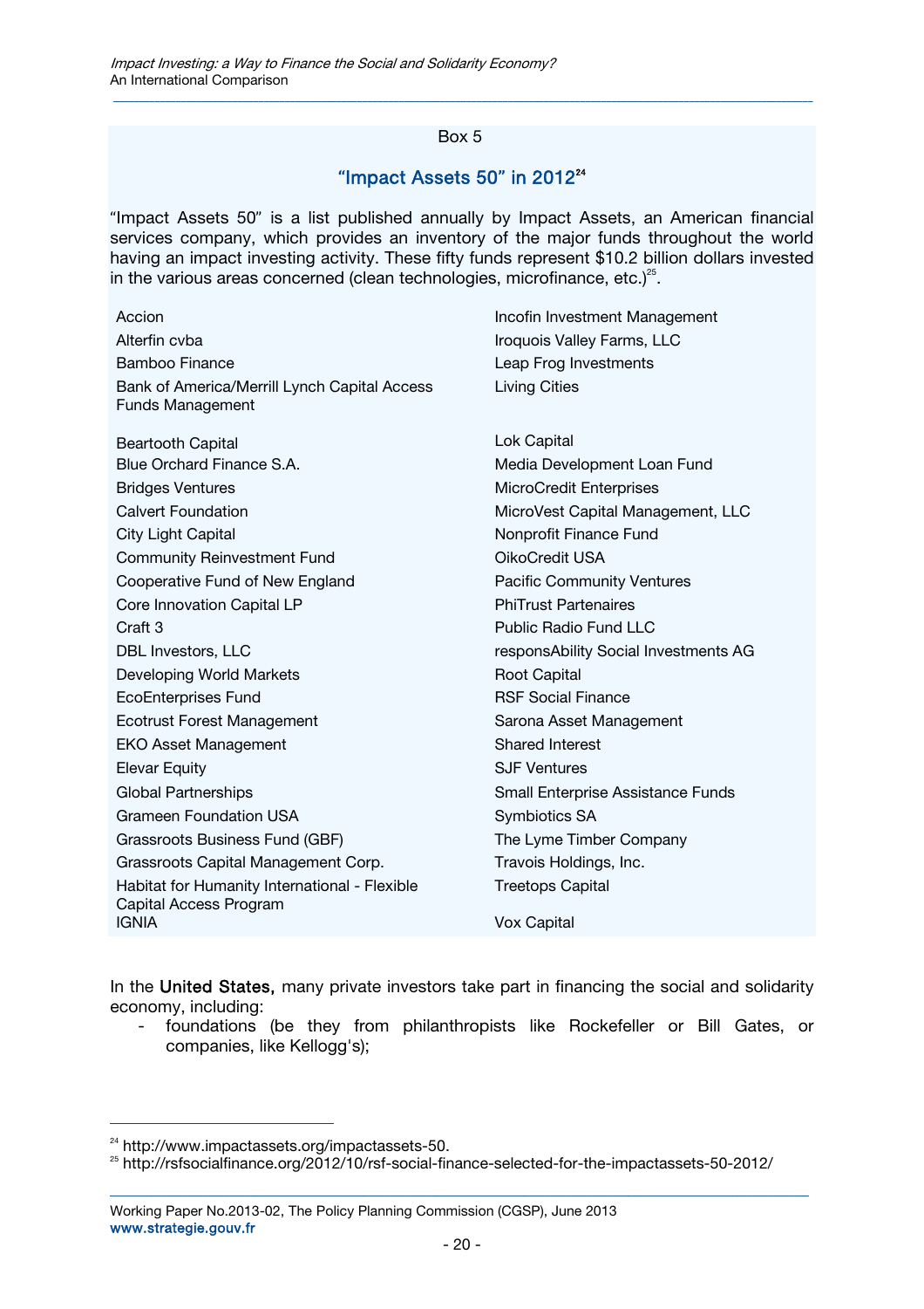Box 5

### "Impact Assets 50" in 2012[24]

"Impact Assets 50" is a list published annually by Impact Assets, an American financial services company, which provides an inventory of the major funds throughout the world having an impact investing activity. These fifty funds represent $10.2 billion dollars invested in the various areas concerned (clean technologies, microfinance, etc.)[25].

- Accion
- Alterfin cvba
- Bamboo Finance
- Bank of America/Merrill Lynch Capital Access Funds Management
- Beartooth Capital
- Blue Orchard Finance S.A.
- Bridges Ventures
- Calvert Foundation
- City Light Capital
- Community Reinvestment Fund
- Cooperative Fund of New England
- Core Innovation Capital LP
- Craft 3
- DBL Investors, LLC
- Developing World Markets
- EcoEnterprises Fund
- Ecotrust Forest Management
- EKO Asset Management
- Elevar Equity
- Global Partnerships
- Grameen Foundation USA
- Grassroots Business Fund (GBF)
- Grassroots Capital Management Corp.
- Habitat for Humanity International - Flexible Capital Access Program
- IGNIA
- Incofin Investment Management
- Iroquois Valley Farms, LLC
- Leap Frog Investments
- Living Cities
- Lok Capital
- Media Development Loan Fund
- MicroCredit Enterprises
- MicroVest Capital Management, LLC
- Nonprofit Finance Fund
- OikoCredit USA
- Pacific Community Ventures
- PhiTrust Partenaires
- Public Radio Fund LLC
- responsAbility Social Investments AG
- Root Capital
- RSF Social Finance
- Sarona Asset Management
- Shared Interest
- SJF Ventures
- Small Enterprise Assistance Funds
- Symbiotics SA
- The Lyme Timber Company
- Travois Holdings, Inc.
- Treetops Capital
- Vox Capital

In the **United States,** many private investors take part in financing the social and solidarity economy, including:

- foundations (be they from philanthropists like Rockefeller or Bill Gates, or companies, like Kellogg's);

[24] http://www.impactassets.org/impactassets-50.

[25] http://rsfsocialfinance.org/2012/10/rsf-social-finance-selected-for-the-impactassets-50-2012/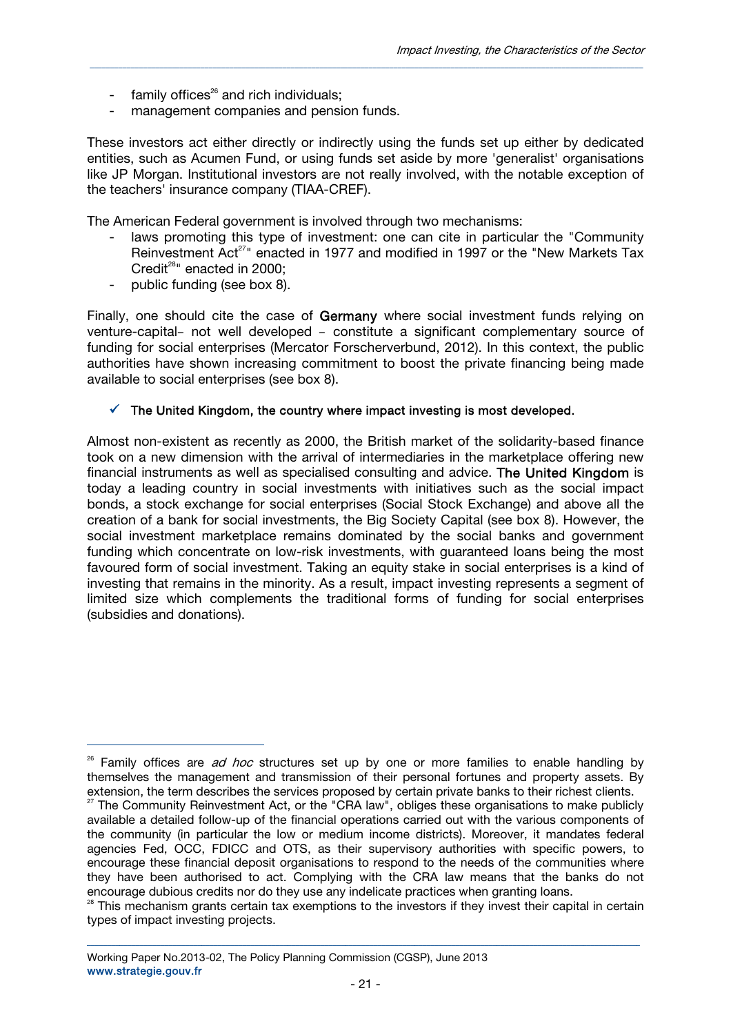- family offices[26] and rich individuals;
- management companies and pension funds.

These investors act either directly or indirectly using the funds set up either by dedicated entities, such as Acumen Fund, or using funds set aside by more 'generalist' organisations like JP Morgan. Institutional investors are not really involved, with the notable exception of the teachers' insurance company (TIAA-CREF).

The American Federal government is involved through two mechanisms:

- laws promoting this type of investment: one can cite in particular the "Community Reinvestment Act[27]" enacted in 1977 and modified in 1997 or the "New Markets Tax Credit[28]" enacted in 2000;
- public funding (see box 8).

Finally, one should cite the case of **Germany** where social investment funds relying on venture-capital– not well developed – constitute a significant complementary source of funding for social enterprises (Mercator Forscherverbund, 2012). In this context, the public authorities have shown increasing commitment to boost the private financing being made available to social enterprises (see box 8).

✓ **The United Kingdom, the country where impact investing is most developed.**

Almost non-existent as recently as 2000, the British market of the solidarity-based finance took on a new dimension with the arrival of intermediaries in the marketplace offering new financial instruments as well as specialised consulting and advice. **The United Kingdom** is today a leading country in social investments with initiatives such as the social impact bonds, a stock exchange for social enterprises (Social Stock Exchange) and above all the creation of a bank for social investments, the Big Society Capital (see box 8). However, the social investment marketplace remains dominated by the social banks and government funding which concentrate on low-risk investments, with guaranteed loans being the most favoured form of social investment. Taking an equity stake in social enterprises is a kind of investing that remains in the minority. As a result, impact investing represents a segment of limited size which complements the traditional forms of funding for social enterprises (subsidies and donations).

---

[26] Family offices are *ad hoc* structures set up by one or more families to enable handling by themselves the management and transmission of their personal fortunes and property assets. By extension, the term describes the services proposed by certain private banks to their richest clients.

[27] The Community Reinvestment Act, or the "CRA law", obliges these organisations to make publicly available a detailed follow-up of the financial operations carried out with the various components of the community (in particular the low or medium income districts). Moreover, it mandates federal agencies Fed, OCC, FDICC and OTS, as their supervisory authorities with specific powers, to encourage these financial deposit organisations to respond to the needs of the communities where they have been authorised to act. Complying with the CRA law means that the banks do not encourage dubious credits nor do they use any indelicate practices when granting loans.

[28] This mechanism grants certain tax exemptions to the investors if they invest their capital in certain types of impact investing projects.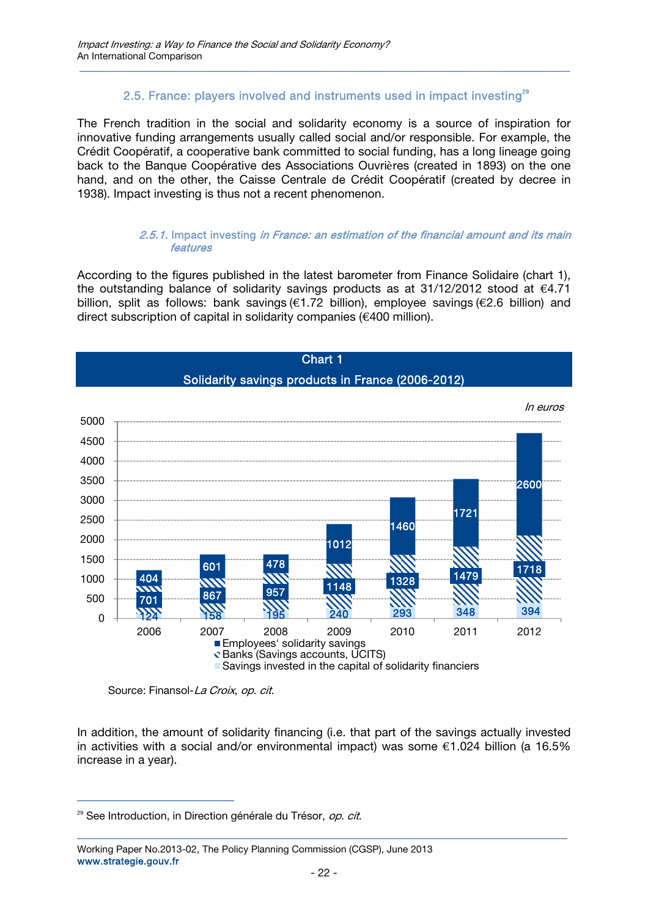## 2.5. France: players involved and instruments used in impact investing[29]

The French tradition in the social and solidarity economy is a source of inspiration for innovative funding arrangements usually called social and/or responsible. For example, the Crédit Coopératif, a cooperative bank committed to social funding, has a long lineage going back to the Banque Coopérative des Associations Ouvrières (created in 1893) on the one hand, and on the other, the Caisse Centrale de Crédit Coopératif (created by decree in 1938). Impact investing is thus not a recent phenomenon.

### *2.5.1.* Impact investing *in France: an estimation of the financial amount and its main features*

According to the figures published in the latest barometer from Finance Solidaire (chart 1), the outstanding balance of solidarity savings products as at 31/12/2012 stood at €4.71 billion, split as follows: bank savings (€1.72 billion), employee savings (€2.6 billion) and direct subscription of capital in solidarity companies (€400 million).

**Chart 1**

**Solidarity savings products in France (2006-2012)**

*In euros*

5000
4500
4000
3500
3000
2500
2000
1500
1000
500
0

2006: 404, 701, 124
2007: 601, 867, 158
2008: 478, 957, 195
2009: 1012, 1148, 240
2010: 1460, 1328, 293
2011: 1721, 1479, 348
2012: 2600, 1718, 394

■ Employees' solidarity savings
Banks (Savings accounts, UCITS)
Savings invested in the capital of solidarity financiers

Source: Finansol-*La Croix*, *op. cit.*

In addition, the amount of solidarity financing (i.e. that part of the savings actually invested in activities with a social and/or environmental impact) was some €1.024 billion (a 16.5% increase in a year).

[29] See Introduction, in Direction générale du Trésor, *op. cit.*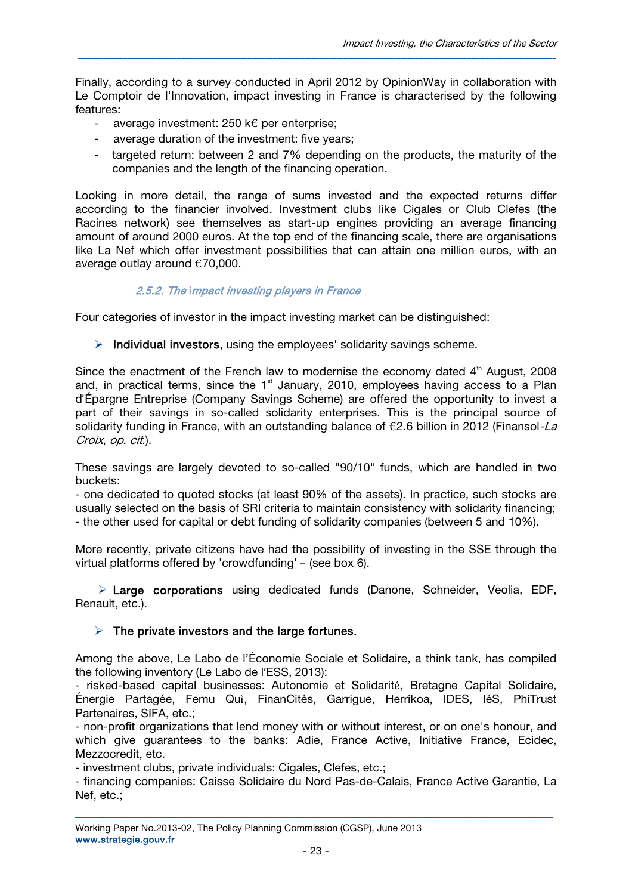Finally, according to a survey conducted in April 2012 by OpinionWay in collaboration with Le Comptoir de l'Innovation, impact investing in France is characterised by the following features:

- average investment: 250 k€ per enterprise;
- average duration of the investment: five years;
- targeted return: between 2 and 7% depending on the products, the maturity of the companies and the length of the financing operation.

Looking in more detail, the range of sums invested and the expected returns differ according to the financier involved. Investment clubs like Cigales or Club Clefes (the Racines network) see themselves as start-up engines providing an average financing amount of around 2000 euros. At the top end of the financing scale, there are organisations like La Nef which offer investment possibilities that can attain one million euros, with an average outlay around €70,000.

#### *2.5.2. The \mpact investing players in France*

Four categories of investor in the impact investing market can be distinguished:

- **Individual investors**, using the employees' solidarity savings scheme.

Since the enactment of the French law to modernise the economy dated 4th August, 2008 and, in practical terms, since the 1st January, 2010, employees having access to a Plan d'Épargne Entreprise (Company Savings Scheme) are offered the opportunity to invest a part of their savings in so-called solidarity enterprises. This is the principal source of solidarity funding in France, with an outstanding balance of €2.6 billion in 2012 (Finansol-*La Croix*, *op. cit*.).

These savings are largely devoted to so-called "90/10" funds, which are handled in two buckets:
- one dedicated to quoted stocks (at least 90% of the assets). In practice, such stocks are usually selected on the basis of SRI criteria to maintain consistency with solidarity financing;
- the other used for capital or debt funding of solidarity companies (between 5 and 10%).

More recently, private citizens have had the possibility of investing in the SSE through the virtual platforms offered by 'crowdfunding' – (see box 6).

- **Large corporations** using dedicated funds (Danone, Schneider, Veolia, EDF, Renault, etc.).

- **The private investors and the large fortunes.**

Among the above, Le Labo de l'Économie Sociale et Solidaire, a think tank, has compiled the following inventory (Le Labo de l'ESS, 2013):
- risked-based capital businesses: Autonomie et Solidarité, Bretagne Capital Solidaire, Énergie Partagée, Femu Quì, FinanCités, Garrigue, Herrikoa, IDES, IéS, PhiTrust Partenaires, SIFA, etc.;
- non-profit organizations that lend money with or without interest, or on one's honour, and which give guarantees to the banks: Adie, France Active, Initiative France, Ecidec, Mezzocredit, etc.
- investment clubs, private individuals: Cigales, Clefes, etc.;
- financing companies: Caisse Solidaire du Nord Pas-de-Calais, France Active Garantie, La Nef, etc.;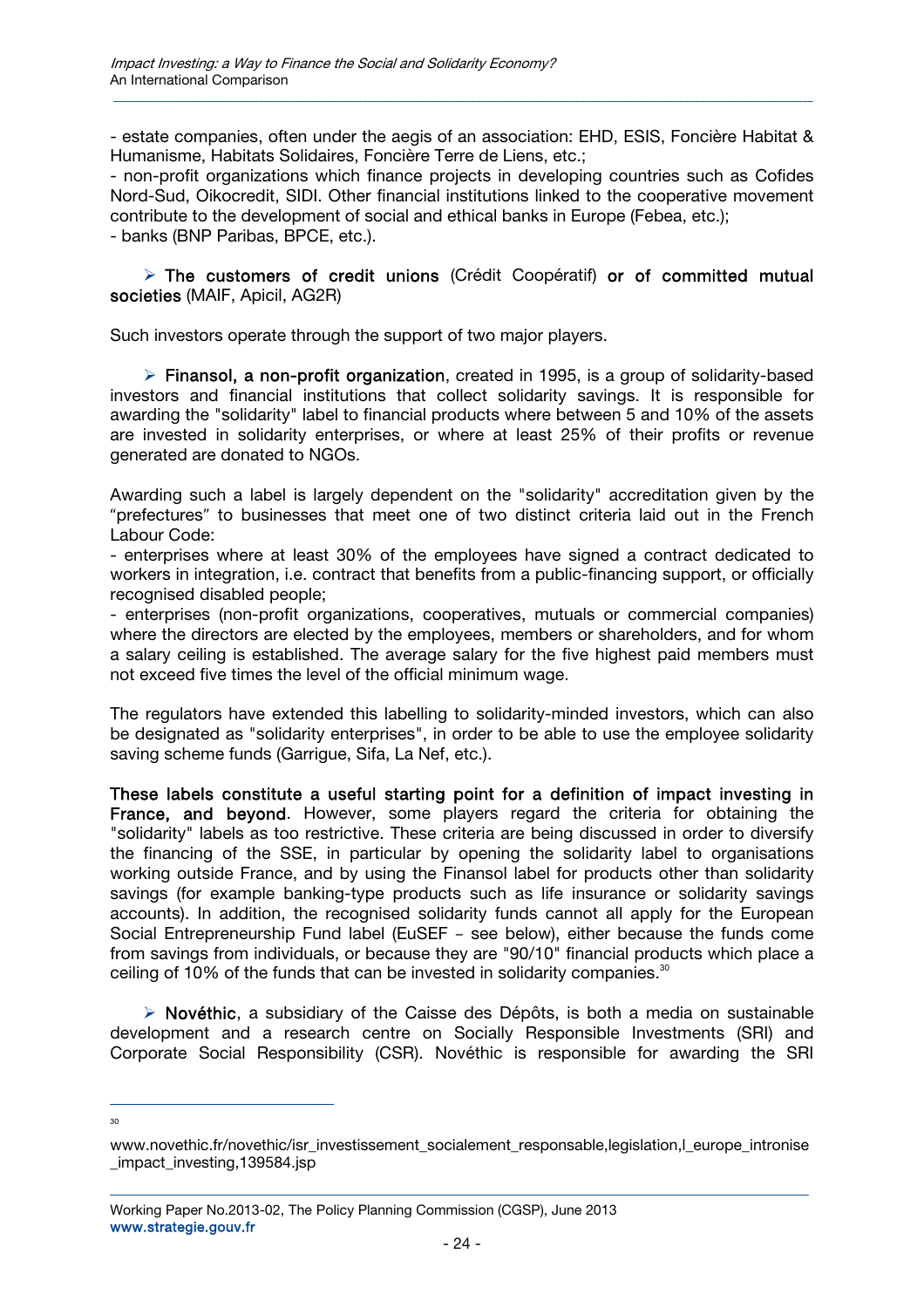- estate companies, often under the aegis of an association: EHD, ESIS, Foncière Habitat & Humanisme, Habitats Solidaires, Foncière Terre de Liens, etc.;
- non-profit organizations which finance projects in developing countries such as Cofides Nord-Sud, Oikocredit, SIDI. Other financial institutions linked to the cooperative movement contribute to the development of social and ethical banks in Europe (Febea, etc.);
- banks (BNP Paribas, BPCE, etc.).

➢ **The customers of credit unions** (Crédit Coopératif) **or of committed mutual societies** (MAIF, Apicil, AG2R)

Such investors operate through the support of two major players.

➢ **Finansol, a non-profit organization**, created in 1995, is a group of solidarity-based investors and financial institutions that collect solidarity savings. It is responsible for awarding the "solidarity" label to financial products where between 5 and 10% of the assets are invested in solidarity enterprises, or where at least 25% of their profits or revenue generated are donated to NGOs.

Awarding such a label is largely dependent on the "solidarity" accreditation given by the “prefectures” to businesses that meet one of two distinct criteria laid out in the French Labour Code:
- enterprises where at least 30% of the employees have signed a contract dedicated to workers in integration, i.e. contract that benefits from a public-financing support, or officially recognised disabled people;
- enterprises (non-profit organizations, cooperatives, mutuals or commercial companies) where the directors are elected by the employees, members or shareholders, and for whom a salary ceiling is established. The average salary for the five highest paid members must not exceed five times the level of the official minimum wage.

The regulators have extended this labelling to solidarity-minded investors, which can also be designated as "solidarity enterprises", in order to be able to use the employee solidarity saving scheme funds (Garrigue, Sifa, La Nef, etc.).

**These labels constitute a useful starting point for a definition of impact investing in France, and beyond**. However, some players regard the criteria for obtaining the "solidarity" labels as too restrictive. These criteria are being discussed in order to diversify the financing of the SSE, in particular by opening the solidarity label to organisations working outside France, and by using the Finansol label for products other than solidarity savings (for example banking-type products such as life insurance or solidarity savings accounts). In addition, the recognised solidarity funds cannot all apply for the European Social Entrepreneurship Fund label (EuSEF – see below), either because the funds come from savings from individuals, or because they are "90/10" financial products which place a ceiling of 10% of the funds that can be invested in solidarity companies.[30]

➢ **Novéthic**, a subsidiary of the Caisse des Dépôts, is both a media on sustainable development and a research centre on Socially Responsible Investments (SRI) and Corporate Social Responsibility (CSR). Novéthic is responsible for awarding the SRI

---

[30] www.novethic.fr/novethic/isr_investissement_socialement_responsable,legislation,l_europe_intronise_impact_investing,139584.jsp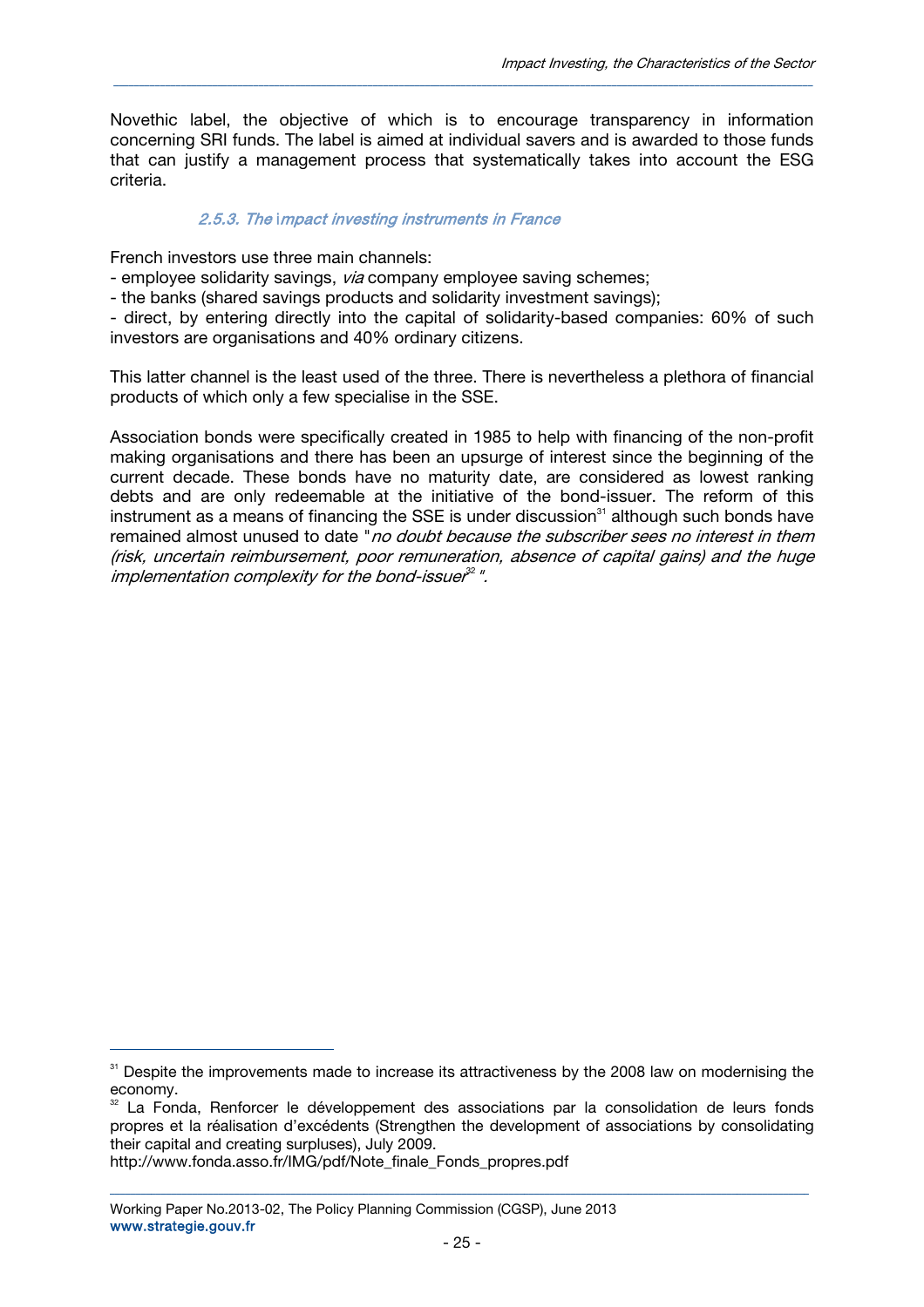Novethic label, the objective of which is to encourage transparency in information concerning SRI funds. The label is aimed at individual savers and is awarded to those funds that can justify a management process that systematically takes into account the ESG criteria.

#### *2.5.3. The impact investing instruments in France*

French investors use three main channels:
- employee solidarity savings, *via* company employee saving schemes;
- the banks (shared savings products and solidarity investment savings);
- direct, by entering directly into the capital of solidarity-based companies: 60% of such investors are organisations and 40% ordinary citizens.

This latter channel is the least used of the three. There is nevertheless a plethora of financial products of which only a few specialise in the SSE.

Association bonds were specifically created in 1985 to help with financing of the non-profit making organisations and there has been an upsurge of interest since the beginning of the current decade. These bonds have no maturity date, are considered as lowest ranking debts and are only redeemable at the initiative of the bond-issuer. The reform of this instrument as a means of financing the SSE is under discussion[31] although such bonds have remained almost unused to date "*no doubt because the subscriber sees no interest in them (risk, uncertain reimbursement, poor remuneration, absence of capital gains) and the huge implementation complexity for the bond-issuer*[32] *"*.

---

[31] Despite the improvements made to increase its attractiveness by the 2008 law on modernising the economy.

[32] La Fonda, Renforcer le développement des associations par la consolidation de leurs fonds propres et la réalisation d'excédents (Strengthen the development of associations by consolidating their capital and creating surpluses), July 2009.
http://www.fonda.asso.fr/IMG/pdf/Note_finale_Fonds_propres.pdf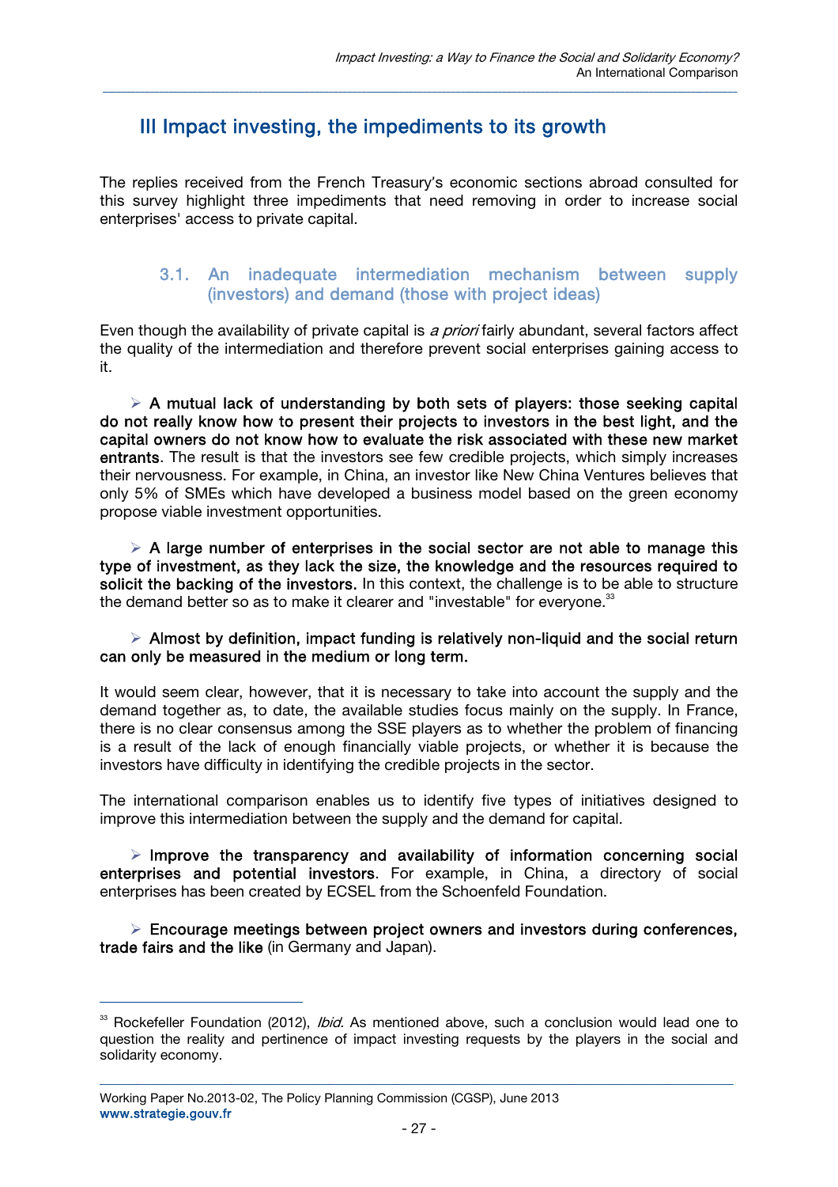# III Impact investing, the impediments to its growth

The replies received from the French Treasury's economic sections abroad consulted for this survey highlight three impediments that need removing in order to increase social enterprises' access to private capital.

## 3.1. An inadequate intermediation mechanism between supply (investors) and demand (those with project ideas)

Even though the availability of private capital is *a priori* fairly abundant, several factors affect the quality of the intermediation and therefore prevent social enterprises gaining access to it.

- **A mutual lack of understanding by both sets of players: those seeking capital do not really know how to present their projects to investors in the best light, and the capital owners do not know how to evaluate the risk associated with these new market entrants**. The result is that the investors see few credible projects, which simply increases their nervousness. For example, in China, an investor like New China Ventures believes that only 5% of SMEs which have developed a business model based on the green economy propose viable investment opportunities.

- **A large number of enterprises in the social sector are not able to manage this type of investment, as they lack the size, the knowledge and the resources required to solicit the backing of the investors.** In this context, the challenge is to be able to structure the demand better so as to make it clearer and "investable" for everyone.[33]

- **Almost by definition, impact funding is relatively non-liquid and the social return can only be measured in the medium or long term.**

It would seem clear, however, that it is necessary to take into account the supply and the demand together as, to date, the available studies focus mainly on the supply. In France, there is no clear consensus among the SSE players as to whether the problem of financing is a result of the lack of enough financially viable projects, or whether it is because the investors have difficulty in identifying the credible projects in the sector.

The international comparison enables us to identify five types of initiatives designed to improve this intermediation between the supply and the demand for capital.

- **Improve the transparency and availability of information concerning social enterprises and potential investors**. For example, in China, a directory of social enterprises has been created by ECSEL from the Schoenfeld Foundation.

- **Encourage meetings between project owners and investors during conferences, trade fairs and the like** (in Germany and Japan).

[33] Rockefeller Foundation (2012), *Ibid.* As mentioned above, such a conclusion would lead one to question the reality and pertinence of impact investing requests by the players in the social and solidarity economy.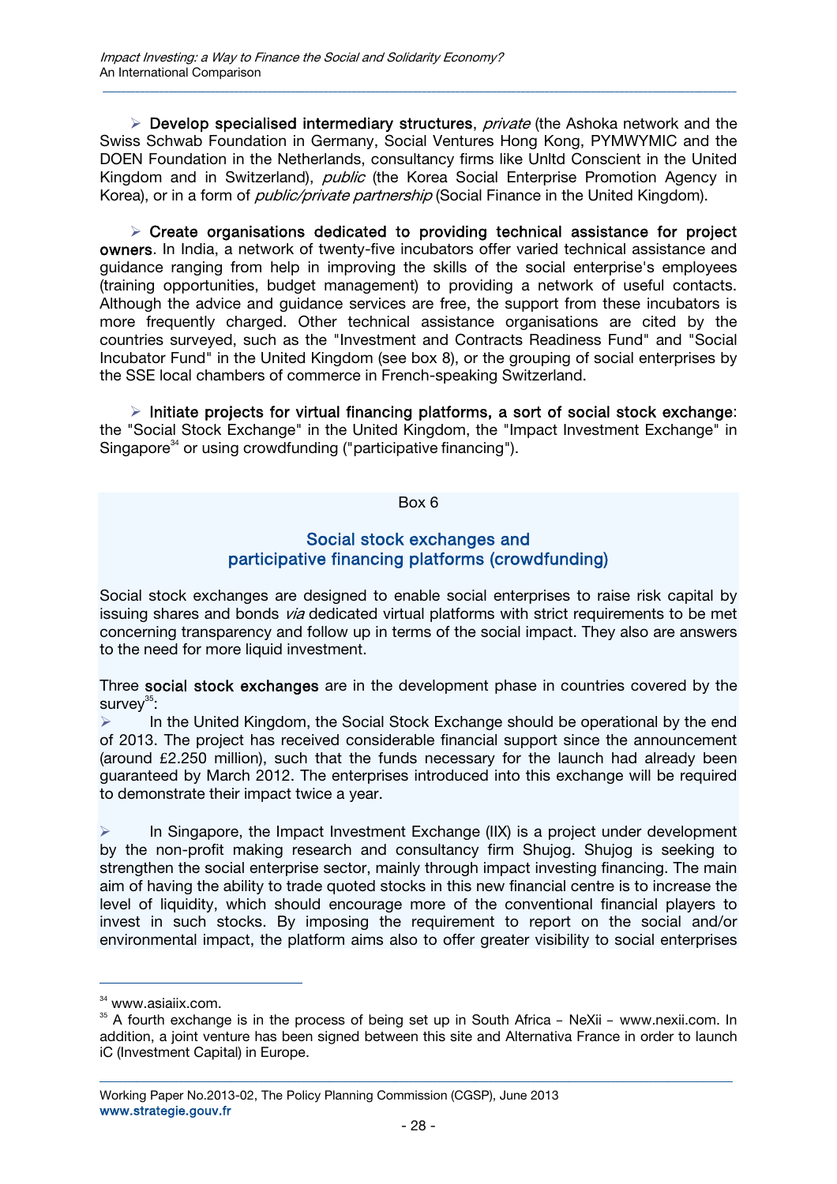➢ **Develop specialised intermediary structures**, *private* (the Ashoka network and the Swiss Schwab Foundation in Germany, Social Ventures Hong Kong, PYMWYMIC and the DOEN Foundation in the Netherlands, consultancy firms like Unltd Conscient in the United Kingdom and in Switzerland), *public* (the Korea Social Enterprise Promotion Agency in Korea), or in a form of *public/private partnership* (Social Finance in the United Kingdom).

➢ **Create organisations dedicated to providing technical assistance for project owners**. In India, a network of twenty-five incubators offer varied technical assistance and guidance ranging from help in improving the skills of the social enterprise's employees (training opportunities, budget management) to providing a network of useful contacts. Although the advice and guidance services are free, the support from these incubators is more frequently charged. Other technical assistance organisations are cited by the countries surveyed, such as the "Investment and Contracts Readiness Fund" and "Social Incubator Fund" in the United Kingdom (see box 8), or the grouping of social enterprises by the SSE local chambers of commerce in French-speaking Switzerland.

➢ **Initiate projects for virtual financing platforms, a sort of social stock exchange**: the "Social Stock Exchange" in the United Kingdom, the "Impact Investment Exchange" in Singapore[34] or using crowdfunding ("participative financing").

Box 6

### Social stock exchanges and participative financing platforms (crowdfunding)

Social stock exchanges are designed to enable social enterprises to raise risk capital by issuing shares and bonds *via* dedicated virtual platforms with strict requirements to be met concerning transparency and follow up in terms of the social impact. They also are answers to the need for more liquid investment.

Three **social stock exchanges** are in the development phase in countries covered by the survey[35]:

➢ In the United Kingdom, the Social Stock Exchange should be operational by the end of 2013. The project has received considerable financial support since the announcement (around £2.250 million), such that the funds necessary for the launch had already been guaranteed by March 2012. The enterprises introduced into this exchange will be required to demonstrate their impact twice a year.

➢ In Singapore, the Impact Investment Exchange (IIX) is a project under development by the non-profit making research and consultancy firm Shujog. Shujog is seeking to strengthen the social enterprise sector, mainly through impact investing financing. The main aim of having the ability to trade quoted stocks in this new financial centre is to increase the level of liquidity, which should encourage more of the conventional financial players to invest in such stocks. By imposing the requirement to report on the social and/or environmental impact, the platform aims also to offer greater visibility to social enterprises

---

[34] www.asiaiix.com.

[35] A fourth exchange is in the process of being set up in South Africa – NeXii – www.nexii.com. In addition, a joint venture has been signed between this site and Alternativa France in order to launch iC (Investment Capital) in Europe.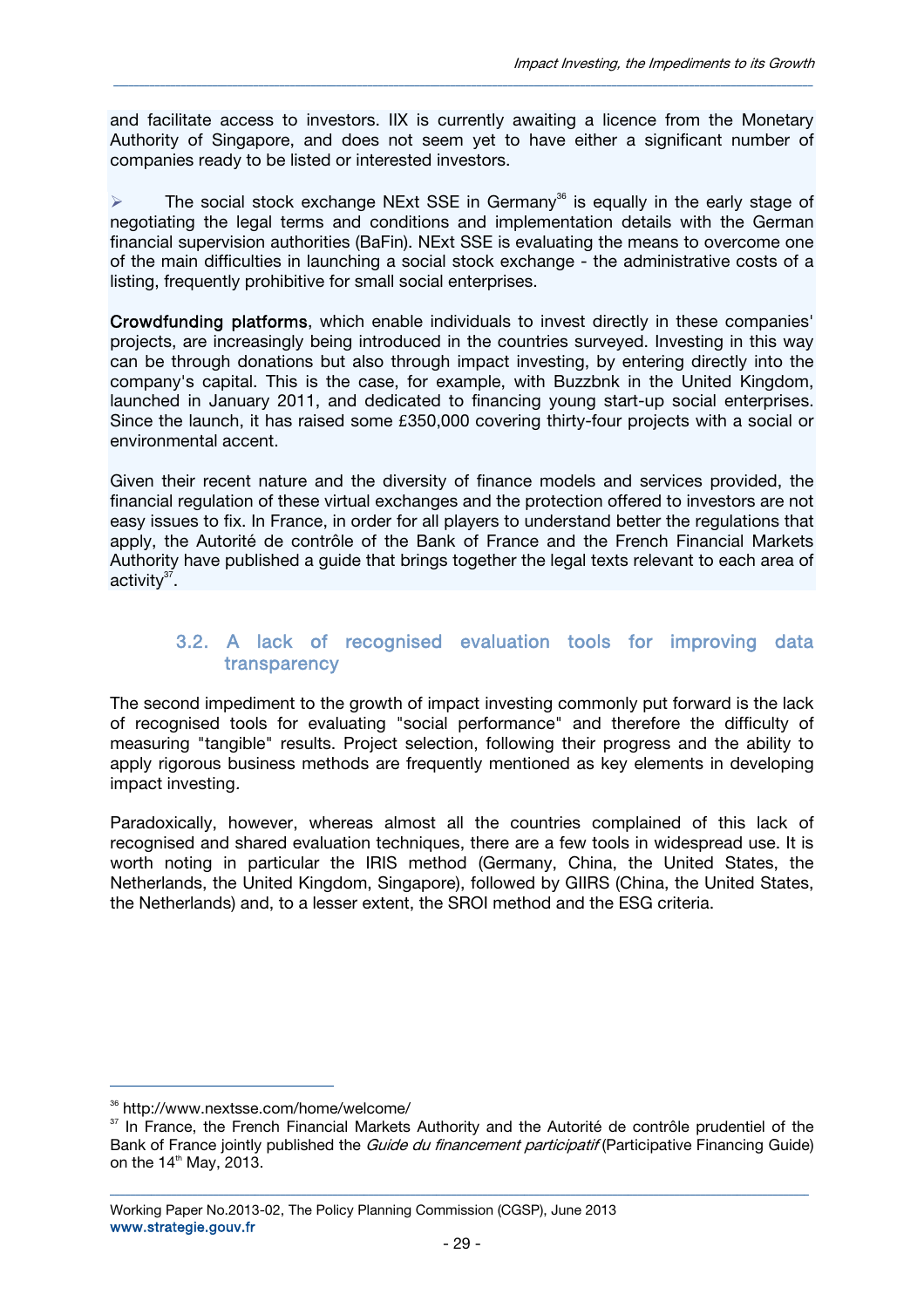and facilitate access to investors. IIX is currently awaiting a licence from the Monetary Authority of Singapore, and does not seem yet to have either a significant number of companies ready to be listed or interested investors.

- The social stock exchange NExt SSE in Germany[36] is equally in the early stage of negotiating the legal terms and conditions and implementation details with the German financial supervision authorities (BaFin). NExt SSE is evaluating the means to overcome one of the main difficulties in launching a social stock exchange - the administrative costs of a listing, frequently prohibitive for small social enterprises.

**Crowdfunding platforms**, which enable individuals to invest directly in these companies' projects, are increasingly being introduced in the countries surveyed. Investing in this way can be through donations but also through impact investing, by entering directly into the company's capital. This is the case, for example, with Buzzbnk in the United Kingdom, launched in January 2011, and dedicated to financing young start-up social enterprises. Since the launch, it has raised some £350,000 covering thirty-four projects with a social or environmental accent.

Given their recent nature and the diversity of finance models and services provided, the financial regulation of these virtual exchanges and the protection offered to investors are not easy issues to fix. In France, in order for all players to understand better the regulations that apply, the Autorité de contrôle of the Bank of France and the French Financial Markets Authority have published a guide that brings together the legal texts relevant to each area of activity[37].

### 3.2. A lack of recognised evaluation tools for improving data transparency

The second impediment to the growth of impact investing commonly put forward is the lack of recognised tools for evaluating "social performance" and therefore the difficulty of measuring "tangible" results. Project selection, following their progress and the ability to apply rigorous business methods are frequently mentioned as key elements in developing impact investing.

Paradoxically, however, whereas almost all the countries complained of this lack of recognised and shared evaluation techniques, there are a few tools in widespread use. It is worth noting in particular the IRIS method (Germany, China, the United States, the Netherlands, the United Kingdom, Singapore), followed by GIIRS (China, the United States, the Netherlands) and, to a lesser extent, the SROI method and the ESG criteria.

---

[36] http://www.nextsse.com/home/welcome/

[37] In France, the French Financial Markets Authority and the Autorité de contrôle prudentiel of the Bank of France jointly published the *Guide du financement participatif* (Participative Financing Guide) on the 14th May, 2013.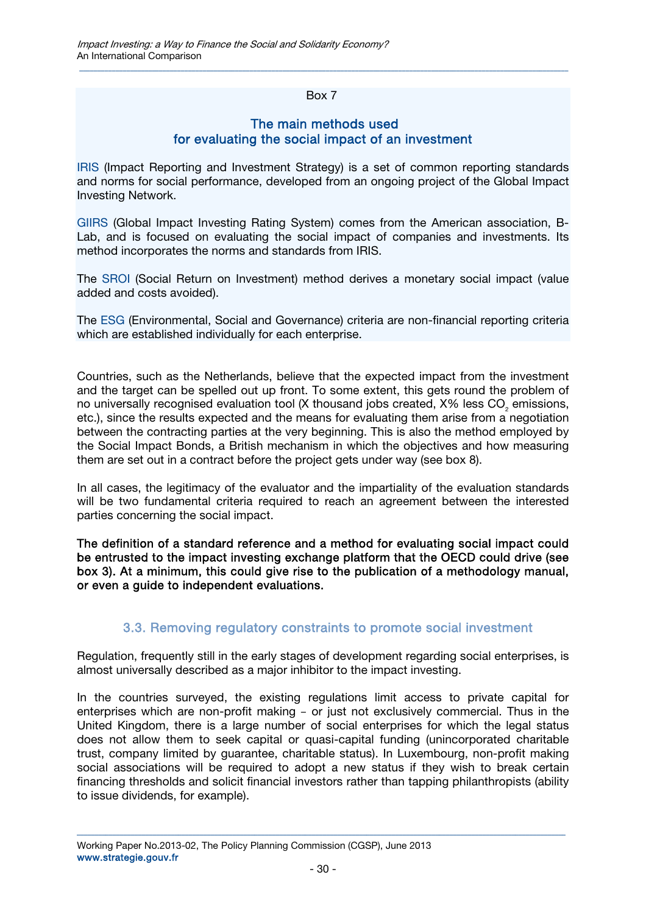Box 7

## The main methods used for evaluating the social impact of an investment

IRIS (Impact Reporting and Investment Strategy) is a set of common reporting standards and norms for social performance, developed from an ongoing project of the Global Impact Investing Network.

GIIRS (Global Impact Investing Rating System) comes from the American association, B-Lab, and is focused on evaluating the social impact of companies and investments. Its method incorporates the norms and standards from IRIS.

The SROI (Social Return on Investment) method derives a monetary social impact (value added and costs avoided).

The ESG (Environmental, Social and Governance) criteria are non-financial reporting criteria which are established individually for each enterprise.

Countries, such as the Netherlands, believe that the expected impact from the investment and the target can be spelled out up front. To some extent, this gets round the problem of no universally recognised evaluation tool (X thousand jobs created, X% less $CO_2$ emissions, etc.), since the results expected and the means for evaluating them arise from a negotiation between the contracting parties at the very beginning. This is also the method employed by the Social Impact Bonds, a British mechanism in which the objectives and how measuring them are set out in a contract before the project gets under way (see box 8).

In all cases, the legitimacy of the evaluator and the impartiality of the evaluation standards will be two fundamental criteria required to reach an agreement between the interested parties concerning the social impact.

**The definition of a standard reference and a method for evaluating social impact could be entrusted to the impact investing exchange platform that the OECD could drive (see box 3). At a minimum, this could give rise to the publication of a methodology manual, or even a guide to independent evaluations.**

### 3.3. Removing regulatory constraints to promote social investment

Regulation, frequently still in the early stages of development regarding social enterprises, is almost universally described as a major inhibitor to the impact investing.

In the countries surveyed, the existing regulations limit access to private capital for enterprises which are non-profit making – or just not exclusively commercial. Thus in the United Kingdom, there is a large number of social enterprises for which the legal status does not allow them to seek capital or quasi-capital funding (unincorporated charitable trust, company limited by guarantee, charitable status). In Luxembourg, non-profit making social associations will be required to adopt a new status if they wish to break certain financing thresholds and solicit financial investors rather than tapping philanthropists (ability to issue dividends, for example).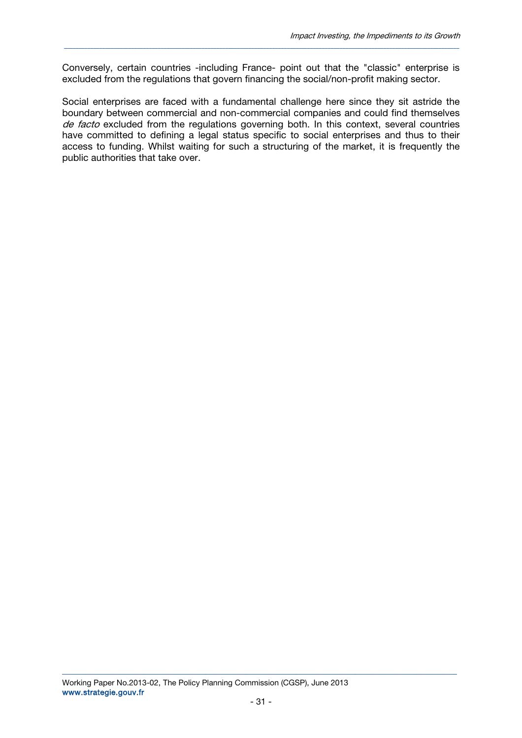Conversely, certain countries -including France- point out that the "classic" enterprise is excluded from the regulations that govern financing the social/non-profit making sector.

Social enterprises are faced with a fundamental challenge here since they sit astride the boundary between commercial and non-commercial companies and could find themselves *de facto* excluded from the regulations governing both. In this context, several countries have committed to defining a legal status specific to social enterprises and thus to their access to funding. Whilst waiting for such a structuring of the market, it is frequently the public authorities that take over.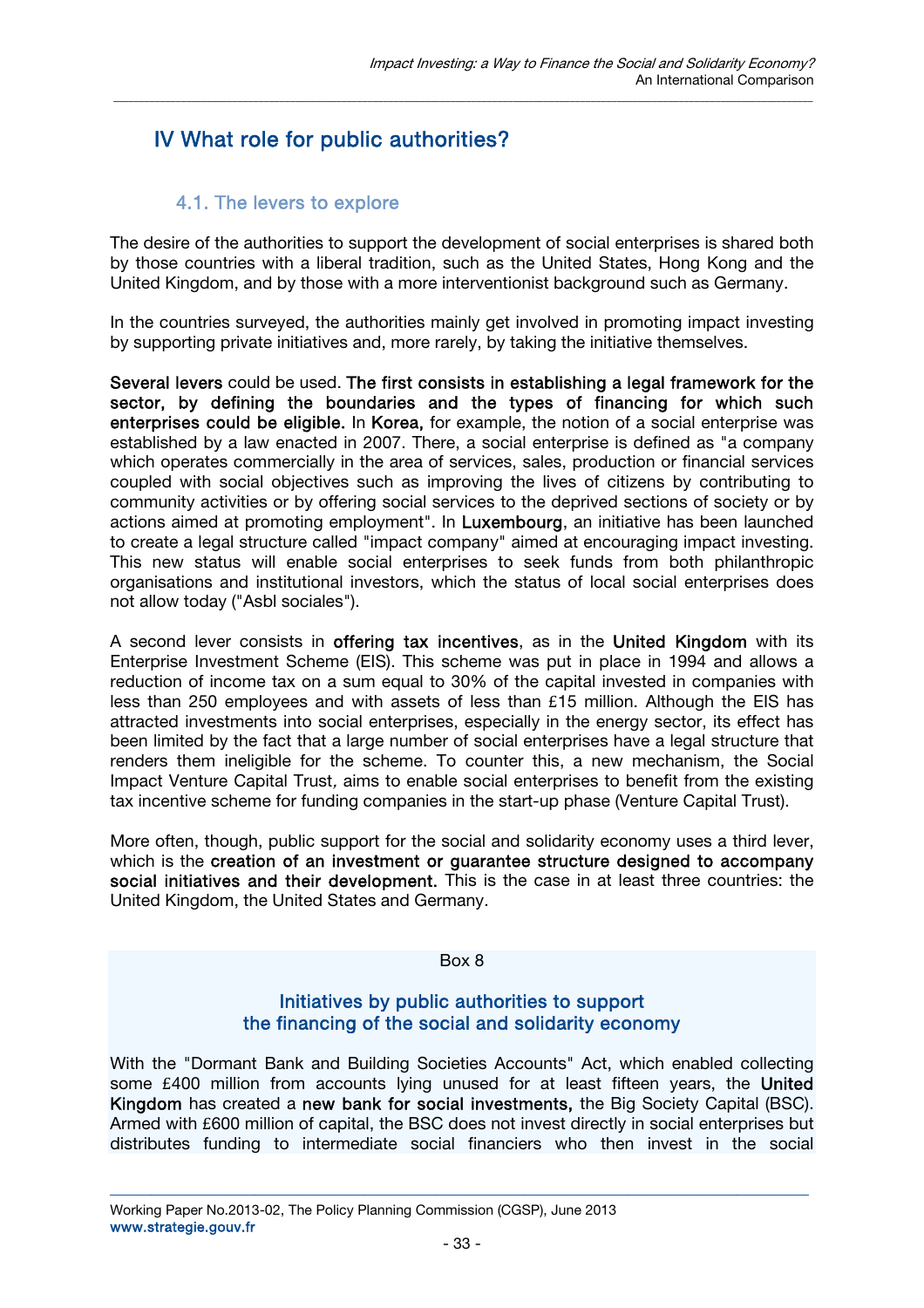# IV What role for public authorities?

## 4.1. The levers to explore

The desire of the authorities to support the development of social enterprises is shared both by those countries with a liberal tradition, such as the United States, Hong Kong and the United Kingdom, and by those with a more interventionist background such as Germany.

In the countries surveyed, the authorities mainly get involved in promoting impact investing by supporting private initiatives and, more rarely, by taking the initiative themselves.

**Several levers** could be used. **The first consists in establishing a legal framework for the sector, by defining the boundaries and the types of financing for which such enterprises could be eligible.** In **Korea,** for example, the notion of a social enterprise was established by a law enacted in 2007. There, a social enterprise is defined as "a company which operates commercially in the area of services, sales, production or financial services coupled with social objectives such as improving the lives of citizens by contributing to community activities or by offering social services to the deprived sections of society or by actions aimed at promoting employment". In **Luxembourg**, an initiative has been launched to create a legal structure called "impact company" aimed at encouraging impact investing. This new status will enable social enterprises to seek funds from both philanthropic organisations and institutional investors, which the status of local social enterprises does not allow today ("Asbl sociales").

A second lever consists in **offering tax incentives**, as in the **United Kingdom** with its Enterprise Investment Scheme (EIS). This scheme was put in place in 1994 and allows a reduction of income tax on a sum equal to 30% of the capital invested in companies with less than 250 employees and with assets of less than £15 million. Although the EIS has attracted investments into social enterprises, especially in the energy sector, its effect has been limited by the fact that a large number of social enterprises have a legal structure that renders them ineligible for the scheme. To counter this, a new mechanism, the Social Impact Venture Capital Trust*,* aims to enable social enterprises to benefit from the existing tax incentive scheme for funding companies in the start-up phase (Venture Capital Trust).

More often, though, public support for the social and solidarity economy uses a third lever, which is the **creation of an investment or guarantee structure designed to accompany social initiatives and their development.** This is the case in at least three countries: the United Kingdom, the United States and Germany.

Box 8

### Initiatives by public authorities to support the financing of the social and solidarity economy

With the "Dormant Bank and Building Societies Accounts" Act, which enabled collecting some £400 million from accounts lying unused for at least fifteen years, the **United Kingdom** has created a **new bank for social investments,** the Big Society Capital (BSC). Armed with £600 million of capital, the BSC does not invest directly in social enterprises but distributes funding to intermediate social financiers who then invest in the social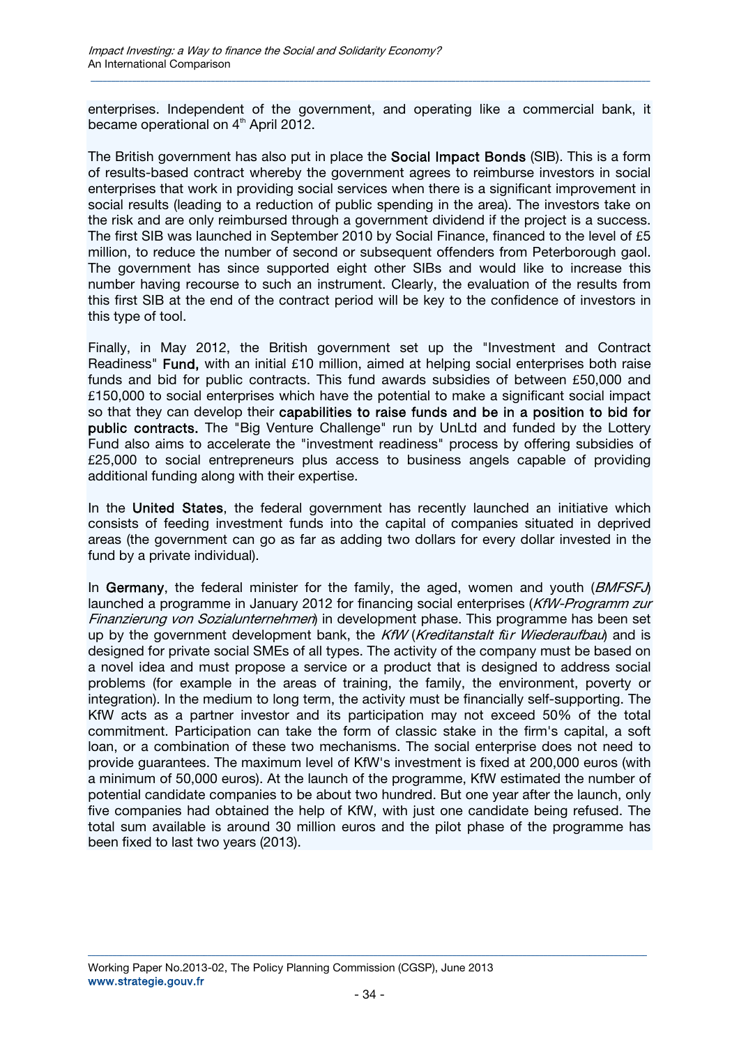enterprises. Independent of the government, and operating like a commercial bank, it became operational on 4th April 2012.

The British government has also put in place the **Social Impact Bonds** (SIB). This is a form of results-based contract whereby the government agrees to reimburse investors in social enterprises that work in providing social services when there is a significant improvement in social results (leading to a reduction of public spending in the area). The investors take on the risk and are only reimbursed through a government dividend if the project is a success. The first SIB was launched in September 2010 by Social Finance, financed to the level of £5 million, to reduce the number of second or subsequent offenders from Peterborough gaol. The government has since supported eight other SIBs and would like to increase this number having recourse to such an instrument. Clearly, the evaluation of the results from this first SIB at the end of the contract period will be key to the confidence of investors in this type of tool.

Finally, in May 2012, the British government set up the "Investment and Contract Readiness" **Fund,** with an initial £10 million, aimed at helping social enterprises both raise funds and bid for public contracts. This fund awards subsidies of between £50,000 and £150,000 to social enterprises which have the potential to make a significant social impact so that they can develop their **capabilities to raise funds and be in a position to bid for public contracts.** The "Big Venture Challenge" run by UnLtd and funded by the Lottery Fund also aims to accelerate the "investment readiness" process by offering subsidies of £25,000 to social entrepreneurs plus access to business angels capable of providing additional funding along with their expertise.

In the **United States**, the federal government has recently launched an initiative which consists of feeding investment funds into the capital of companies situated in deprived areas (the government can go as far as adding two dollars for every dollar invested in the fund by a private individual).

In **Germany**, the federal minister for the family, the aged, women and youth (*BMFSFJ*) launched a programme in January 2012 for financing social enterprises (*KfW-Programm zur Finanzierung von Sozialunternehmen*) in development phase. This programme has been set up by the government development bank, the *KfW* (*Kreditanstalt für Wiederaufbau*) and is designed for private social SMEs of all types. The activity of the company must be based on a novel idea and must propose a service or a product that is designed to address social problems (for example in the areas of training, the family, the environment, poverty or integration). In the medium to long term, the activity must be financially self-supporting. The KfW acts as a partner investor and its participation may not exceed 50% of the total commitment. Participation can take the form of classic stake in the firm's capital, a soft loan, or a combination of these two mechanisms. The social enterprise does not need to provide guarantees. The maximum level of KfW's investment is fixed at 200,000 euros (with a minimum of 50,000 euros). At the launch of the programme, KfW estimated the number of potential candidate companies to be about two hundred. But one year after the launch, only five companies had obtained the help of KfW, with just one candidate being refused. The total sum available is around 30 million euros and the pilot phase of the programme has been fixed to last two years (2013).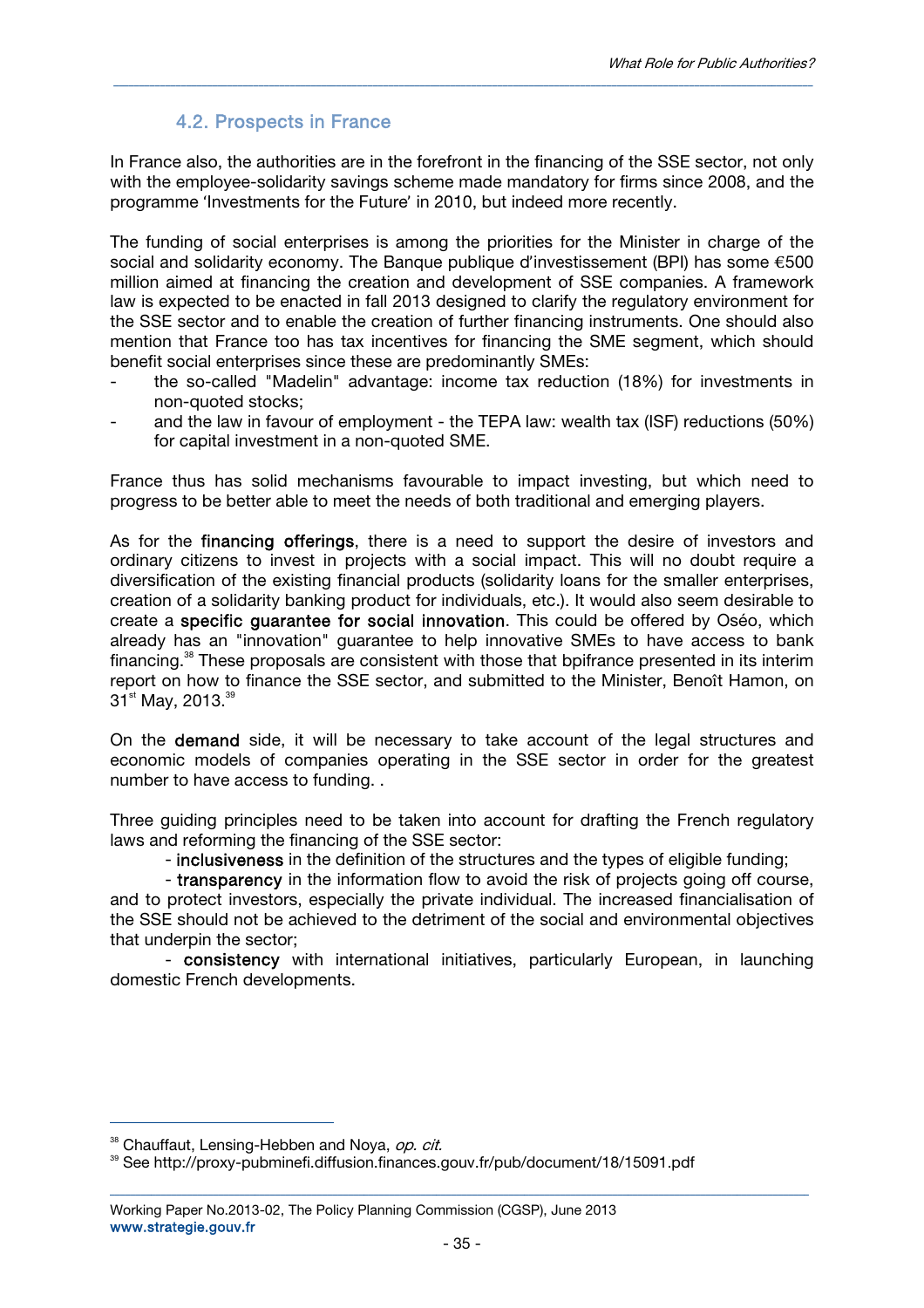### 4.2. Prospects in France

In France also, the authorities are in the forefront in the financing of the SSE sector, not only with the employee-solidarity savings scheme made mandatory for firms since 2008, and the programme 'Investments for the Future' in 2010, but indeed more recently.

The funding of social enterprises is among the priorities for the Minister in charge of the social and solidarity economy. The Banque publique d'investissement (BPI) has some €500 million aimed at financing the creation and development of SSE companies. A framework law is expected to be enacted in fall 2013 designed to clarify the regulatory environment for the SSE sector and to enable the creation of further financing instruments. One should also mention that France too has tax incentives for financing the SME segment, which should benefit social enterprises since these are predominantly SMEs:

- the so-called "Madelin" advantage: income tax reduction (18%) for investments in non-quoted stocks;
- and the law in favour of employment - the TEPA law: wealth tax (ISF) reductions (50%) for capital investment in a non-quoted SME.

France thus has solid mechanisms favourable to impact investing, but which need to progress to be better able to meet the needs of both traditional and emerging players.

As for the **financing offerings**, there is a need to support the desire of investors and ordinary citizens to invest in projects with a social impact. This will no doubt require a diversification of the existing financial products (solidarity loans for the smaller enterprises, creation of a solidarity banking product for individuals, etc.). It would also seem desirable to create a **specific guarantee for social innovation**. This could be offered by Oséo, which already has an "innovation" guarantee to help innovative SMEs to have access to bank financing.[38] These proposals are consistent with those that bpifrance presented in its interim report on how to finance the SSE sector, and submitted to the Minister, Benoît Hamon, on 31st May, 2013.[39]

On the **demand** side, it will be necessary to take account of the legal structures and economic models of companies operating in the SSE sector in order for the greatest number to have access to funding. .

Three guiding principles need to be taken into account for drafting the French regulatory laws and reforming the financing of the SSE sector:

- **inclusiveness** in the definition of the structures and the types of eligible funding;
- **transparency** in the information flow to avoid the risk of projects going off course, and to protect investors, especially the private individual. The increased financialisation of the SSE should not be achieved to the detriment of the social and environmental objectives that underpin the sector;
- **consistency** with international initiatives, particularly European, in launching domestic French developments.

---

[38] Chauffaut, Lensing-Hebben and Noya, *op. cit.*

[39] See http://proxy-pubminefi.diffusion.finances.gouv.fr/pub/document/18/15091.pdf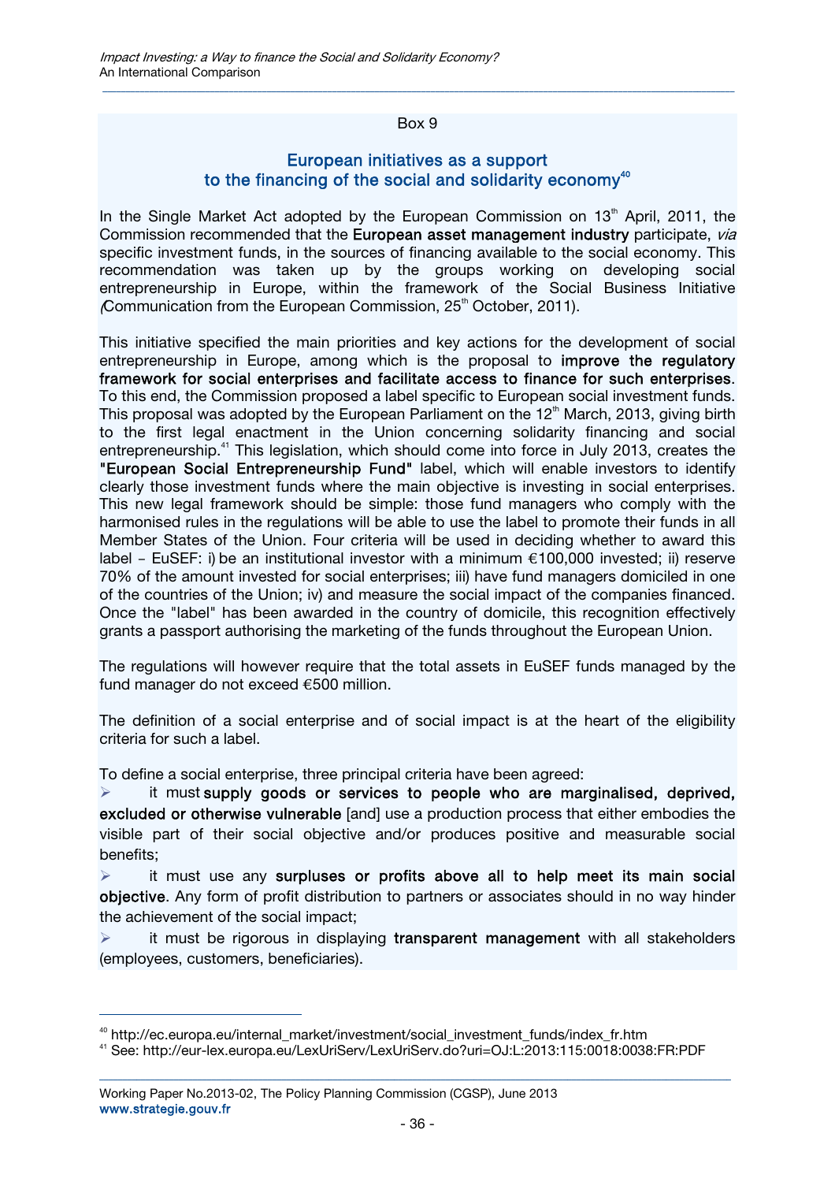Box 9

## European initiatives as a support to the financing of the social and solidarity economy[40]

In the Single Market Act adopted by the European Commission on 13th April, 2011, the Commission recommended that the **European asset management industry** participate, *via* specific investment funds, in the sources of financing available to the social economy. This recommendation was taken up by the groups working on developing social entrepreneurship in Europe, within the framework of the Social Business Initiative (Communication from the European Commission, 25th October, 2011).

This initiative specified the main priorities and key actions for the development of social entrepreneurship in Europe, among which is the proposal to **improve the regulatory framework for social enterprises and facilitate access to finance for such enterprises**. To this end, the Commission proposed a label specific to European social investment funds. This proposal was adopted by the European Parliament on the 12th March, 2013, giving birth to the first legal enactment in the Union concerning solidarity financing and social entrepreneurship.[41] This legislation, which should come into force in July 2013, creates the **"European Social Entrepreneurship Fund"** label, which will enable investors to identify clearly those investment funds where the main objective is investing in social enterprises. This new legal framework should be simple: those fund managers who comply with the harmonised rules in the regulations will be able to use the label to promote their funds in all Member States of the Union. Four criteria will be used in deciding whether to award this label – EuSEF: i) be an institutional investor with a minimum €100,000 invested; ii) reserve 70% of the amount invested for social enterprises; iii) have fund managers domiciled in one of the countries of the Union; iv) and measure the social impact of the companies financed. Once the "label" has been awarded in the country of domicile, this recognition effectively grants a passport authorising the marketing of the funds throughout the European Union.

The regulations will however require that the total assets in EuSEF funds managed by the fund manager do not exceed €500 million.

The definition of a social enterprise and of social impact is at the heart of the eligibility criteria for such a label.

To define a social enterprise, three principal criteria have been agreed:

- it must **supply goods or services to people who are marginalised, deprived, excluded or otherwise vulnerable** [and] use a production process that either embodies the visible part of their social objective and/or produces positive and measurable social benefits;
- it must use any **surpluses or profits above all to help meet its main social objective**. Any form of profit distribution to partners or associates should in no way hinder the achievement of the social impact;
- it must be rigorous in displaying **transparent management** with all stakeholders (employees, customers, beneficiaries).

---

[40] http://ec.europa.eu/internal_market/investment/social_investment_funds/index_fr.htm

[41] See: http://eur-lex.europa.eu/LexUriServ/LexUriServ.do?uri=OJ:L:2013:115:0018:0038:FR:PDF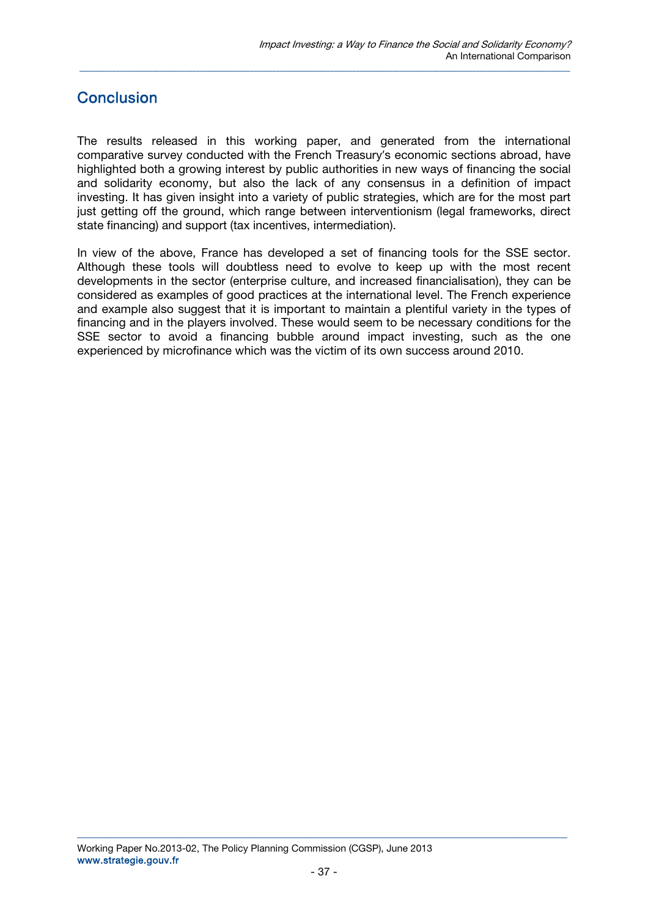## Conclusion

The results released in this working paper, and generated from the international comparative survey conducted with the French Treasury's economic sections abroad, have highlighted both a growing interest by public authorities in new ways of financing the social and solidarity economy, but also the lack of any consensus in a definition of impact investing. It has given insight into a variety of public strategies, which are for the most part just getting off the ground, which range between interventionism (legal frameworks, direct state financing) and support (tax incentives, intermediation).

In view of the above, France has developed a set of financing tools for the SSE sector. Although these tools will doubtless need to evolve to keep up with the most recent developments in the sector (enterprise culture, and increased financialisation), they can be considered as examples of good practices at the international level. The French experience and example also suggest that it is important to maintain a plentiful variety in the types of financing and in the players involved. These would seem to be necessary conditions for the SSE sector to avoid a financing bubble around impact investing, such as the one experienced by microfinance which was the victim of its own success around 2010.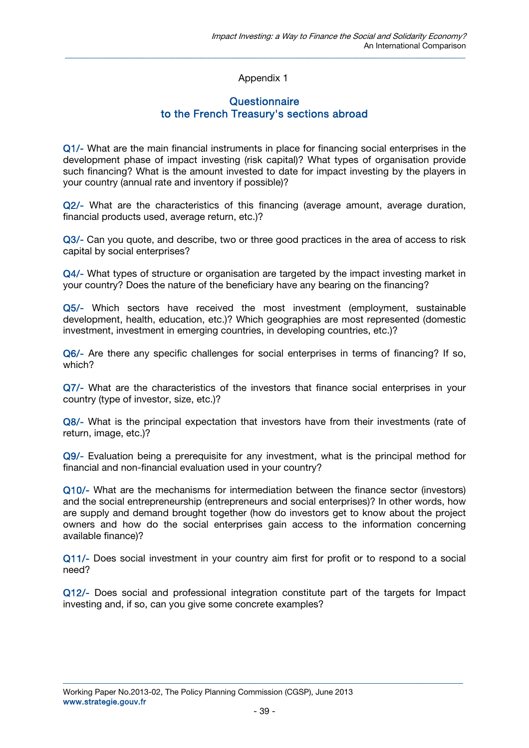Appendix 1

## Questionnaire to the French Treasury's sections abroad

Q1/- What are the main financial instruments in place for financing social enterprises in the development phase of impact investing (risk capital)? What types of organisation provide such financing? What is the amount invested to date for impact investing by the players in your country (annual rate and inventory if possible)?

Q2/- What are the characteristics of this financing (average amount, average duration, financial products used, average return, etc.)?

Q3/- Can you quote, and describe, two or three good practices in the area of access to risk capital by social enterprises?

Q4/- What types of structure or organisation are targeted by the impact investing market in your country? Does the nature of the beneficiary have any bearing on the financing?

Q5/- Which sectors have received the most investment (employment, sustainable development, health, education, etc.)? Which geographies are most represented (domestic investment, investment in emerging countries, in developing countries, etc.)?

Q6/- Are there any specific challenges for social enterprises in terms of financing? If so, which?

Q7/- What are the characteristics of the investors that finance social enterprises in your country (type of investor, size, etc.)?

Q8/- What is the principal expectation that investors have from their investments (rate of return, image, etc.)?

Q9/- Evaluation being a prerequisite for any investment, what is the principal method for financial and non-financial evaluation used in your country?

Q10/- What are the mechanisms for intermediation between the finance sector (investors) and the social entrepreneurship (entrepreneurs and social enterprises)? In other words, how are supply and demand brought together (how do investors get to know about the project owners and how do the social enterprises gain access to the information concerning available finance)?

Q11/- Does social investment in your country aim first for profit or to respond to a social need?

Q12/- Does social and professional integration constitute part of the targets for Impact investing and, if so, can you give some concrete examples?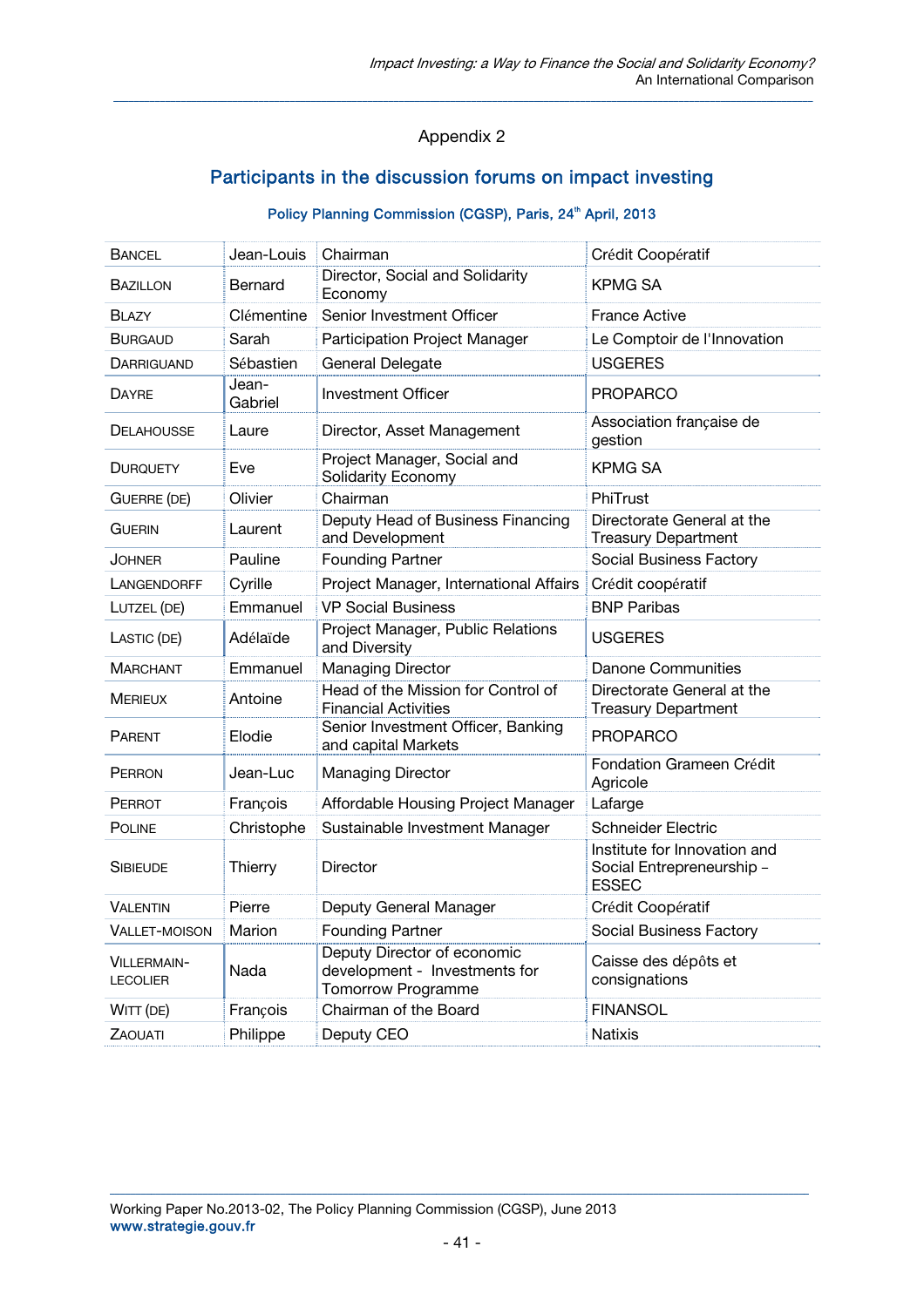Appendix 2

## Participants in the discussion forums on impact investing

### Policy Planning Commission (CGSP), Paris, 24th April, 2013

| | | | |
|---|---|---|---|
| BANCEL | Jean-Louis | Chairman | Crédit Coopératif |
| BAZILLON | Bernard | Director, Social and Solidarity Economy | KPMG SA |
| BLAZY | Clémentine | Senior Investment Officer | France Active |
| BURGAUD | Sarah | Participation Project Manager | Le Comptoir de l'Innovation |
| DARRIGUAND | Sébastien | General Delegate | USGERES |
| DAYRE | Jean-Gabriel | Investment Officer | PROPARCO |
| DELAHOUSSE | Laure | Director, Asset Management | Association française de gestion |
| DURQUETY | Eve | Project Manager, Social and Solidarity Economy | KPMG SA |
| GUERRE (DE) | Olivier | Chairman | PhiTrust |
| GUERIN | Laurent | Deputy Head of Business Financing and Development | Directorate General at the Treasury Department |
| JOHNER | Pauline | Founding Partner | Social Business Factory |
| LANGENDORFF | Cyrille | Project Manager, International Affairs | Crédit coopératif |
| LUTZEL (DE) | Emmanuel | VP Social Business | BNP Paribas |
| LASTIC (DE) | Adélaïde | Project Manager, Public Relations and Diversity | USGERES |
| MARCHANT | Emmanuel | Managing Director | Danone Communities |
| MERIEUX | Antoine | Head of the Mission for Control of Financial Activities | Directorate General at the Treasury Department |
| PARENT | Elodie | Senior Investment Officer, Banking and capital Markets | PROPARCO |
| PERRON | Jean-Luc | Managing Director | Fondation Grameen Crédit Agricole |
| PERROT | François | Affordable Housing Project Manager | Lafarge |
| POLINE | Christophe | Sustainable Investment Manager | Schneider Electric |
| SIBIEUDE | Thierry | Director | Institute for Innovation and Social Entrepreneurship – ESSEC |
| VALENTIN | Pierre | Deputy General Manager | Crédit Coopératif |
| VALLET-MOISON | Marion | Founding Partner | Social Business Factory |
| VILLERMAIN-LECOLIER | Nada | Deputy Director of economic development - Investments for Tomorrow Programme | Caisse des dépôts et consignations |
| WITT (DE) | François | Chairman of the Board | FINANSOL |
| ZAOUATI | Philippe | Deputy CEO | Natixis |

Working Paper No.2013-02, The Policy Planning Commission (CGSP), June 2013
www.strategie.gouv.fr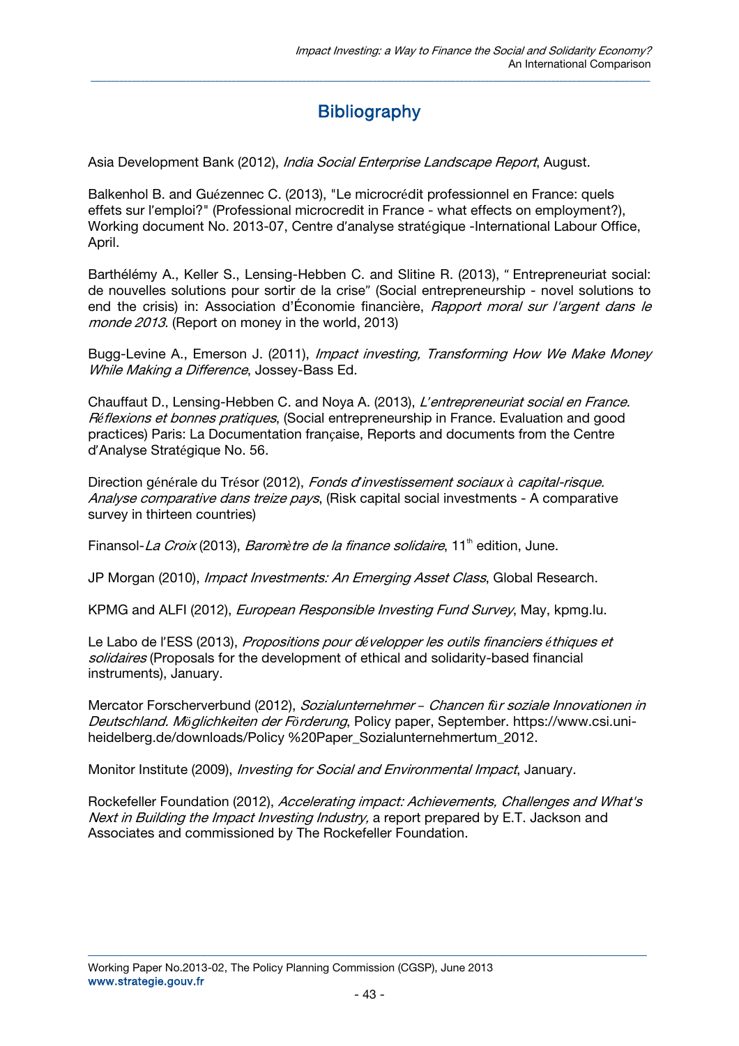# Bibliography

Asia Development Bank (2012), *India Social Enterprise Landscape Report*, August.

Balkenhol B. and Guézennec C. (2013), "Le microcrédit professionnel en France: quels effets sur l'emploi?" (Professional microcredit in France - what effects on employment?), Working document No. 2013-07, Centre d'analyse stratégique -International Labour Office, April.

Barthélémy A., Keller S., Lensing-Hebben C. and Slitine R. (2013), " Entrepreneuriat social: de nouvelles solutions pour sortir de la crise" (Social entrepreneurship - novel solutions to end the crisis) in: Association d'Économie financière, *Rapport moral sur l'argent dans le monde 2013*. (Report on money in the world, 2013)

Bugg-Levine A., Emerson J. (2011), *Impact investing, Transforming How We Make Money While Making a Difference*, Jossey-Bass Ed.

Chauffaut D., Lensing-Hebben C. and Noya A. (2013), *L'entrepreneuriat social en France. Réflexions et bonnes pratiques*, (Social entrepreneurship in France. Evaluation and good practices) Paris: La Documentation française, Reports and documents from the Centre d'Analyse Stratégique No. 56.

Direction générale du Trésor (2012), *Fonds d'investissement sociaux à capital-risque. Analyse comparative dans treize pays*, (Risk capital social investments - A comparative survey in thirteen countries)

Finansol-*La Croix* (2013), *Baromètre de la finance solidaire*, 11th edition, June.

JP Morgan (2010), *Impact Investments: An Emerging Asset Class*, Global Research.

KPMG and ALFI (2012), *European Responsible Investing Fund Survey*, May, kpmg.lu.

Le Labo de l'ESS (2013), *Propositions pour développer les outils financiers éthiques et solidaires* (Proposals for the development of ethical and solidarity-based financial instruments), January.

Mercator Forscherverbund (2012), *Sozialunternehmer – Chancen für soziale Innovationen in Deutschland. Möglichkeiten der Förderung*, Policy paper, September. https://www.csi.uni-heidelberg.de/downloads/Policy %20Paper_Sozialunternehmertum_2012.

Monitor Institute (2009), *Investing for Social and Environmental Impact*, January.

Rockefeller Foundation (2012), *Accelerating impact: Achievements, Challenges and What's Next in Building the Impact Investing Industry,* a report prepared by E.T. Jackson and Associates and commissioned by The Rockefeller Foundation.